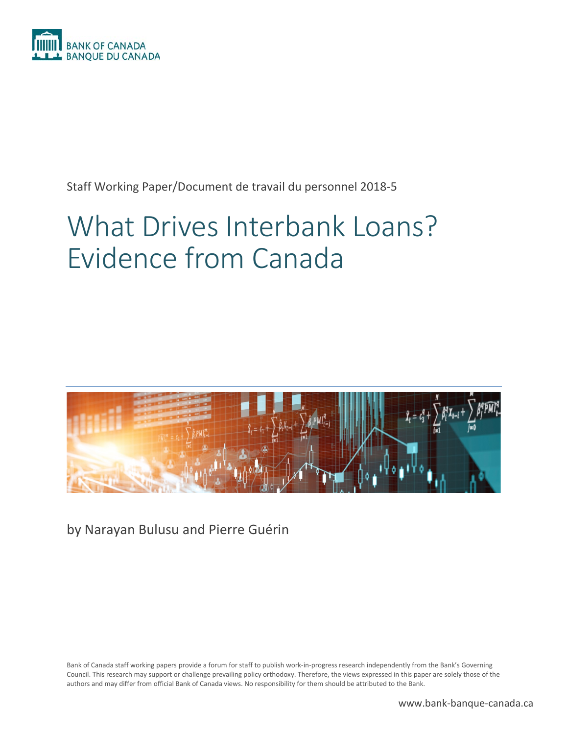BANK OF CANADA
BANQUE DU CANADA

Staff Working Paper/Document de travail du personnel 2018-5

# What Drives Interbank Loans? Evidence from Canada

by Narayan Bulusu and Pierre Guérin

Bank of Canada staff working papers provide a forum for staff to publish work-in-progress research independently from the Bank's Governing Council. This research may support or challenge prevailing policy orthodoxy. Therefore, the views expressed in this paper are solely those of the authors and may differ from official Bank of Canada views. No responsibility for them should be attributed to the Bank.

www.bank-banque-canada.ca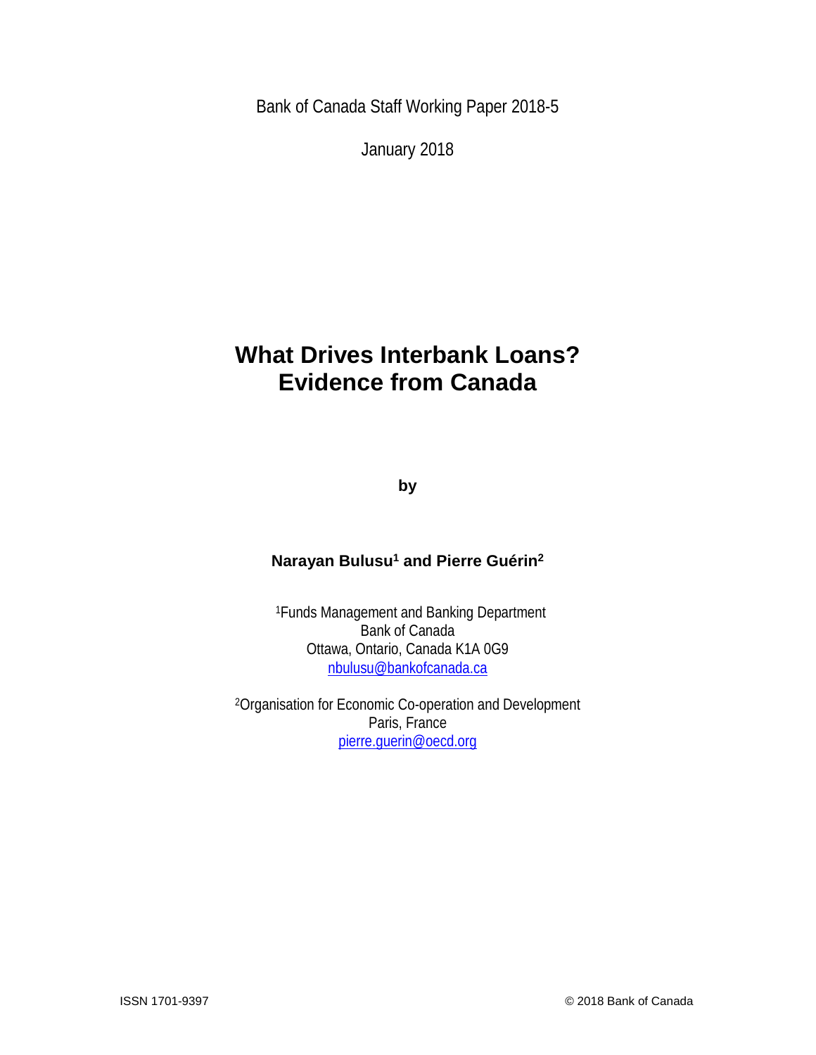Bank of Canada Staff Working Paper 2018-5

January 2018

# What Drives Interbank Loans? Evidence from Canada

**by**

**Narayan Bulusu[1] and Pierre Guérin[2]**

[1]Funds Management and Banking Department
Bank of Canada
Ottawa, Ontario, Canada K1A 0G9
nbulusu@bankofcanada.ca

[2]Organisation for Economic Co-operation and Development
Paris, France
pierre.guerin@oecd.org

ISSN 1701-9397 © 2018 Bank of Canada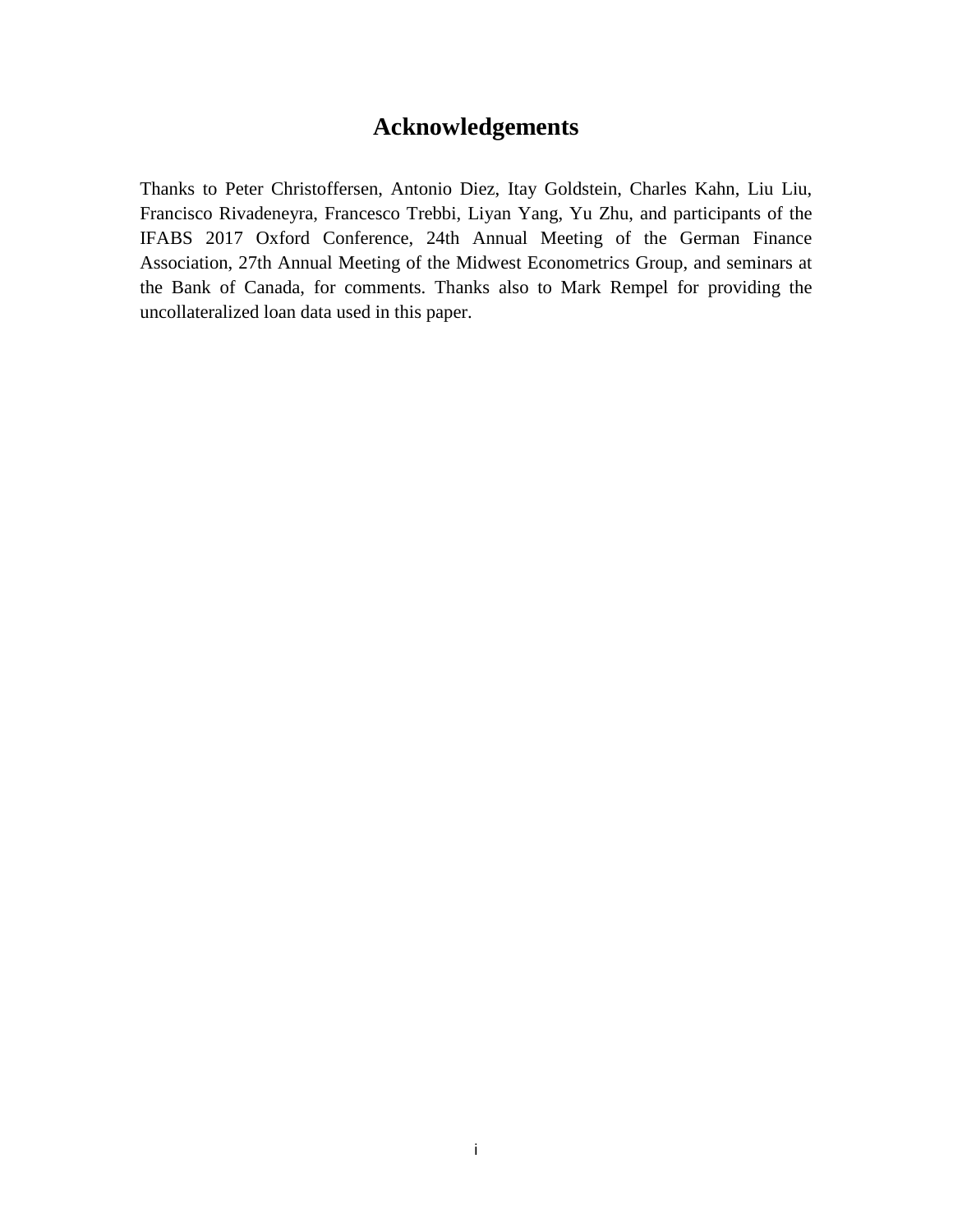# Acknowledgements

Thanks to Peter Christoffersen, Antonio Diez, Itay Goldstein, Charles Kahn, Liu Liu, Francisco Rivadeneyra, Francesco Trebbi, Liyan Yang, Yu Zhu, and participants of the IFABS 2017 Oxford Conference, 24th Annual Meeting of the German Finance Association, 27th Annual Meeting of the Midwest Econometrics Group, and seminars at the Bank of Canada, for comments. Thanks also to Mark Rempel for providing the uncollateralized loan data used in this paper.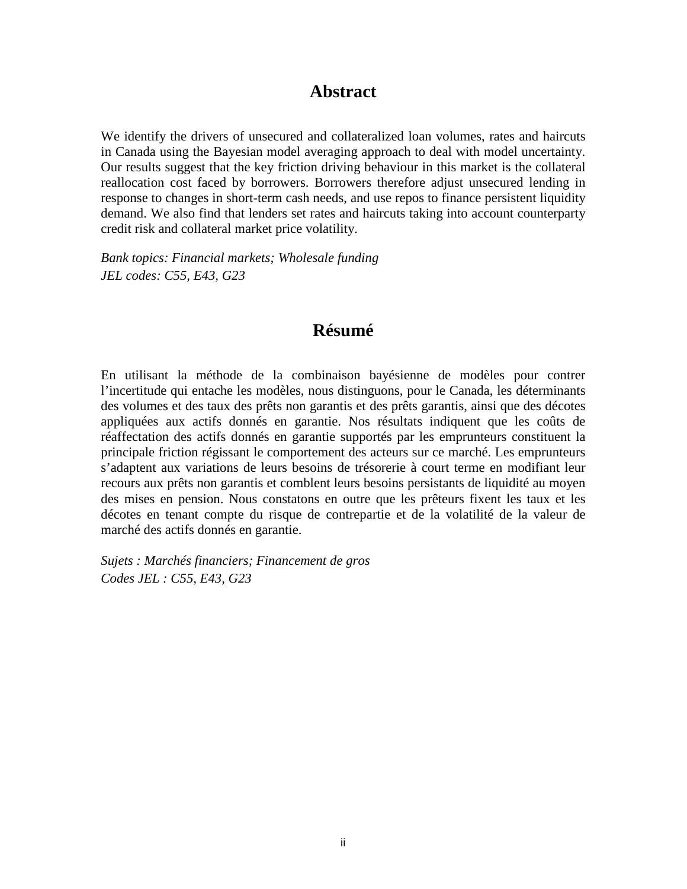## Abstract

We identify the drivers of unsecured and collateralized loan volumes, rates and haircuts in Canada using the Bayesian model averaging approach to deal with model uncertainty. Our results suggest that the key friction driving behaviour in this market is the collateral reallocation cost faced by borrowers. Borrowers therefore adjust unsecured lending in response to changes in short-term cash needs, and use repos to finance persistent liquidity demand. We also find that lenders set rates and haircuts taking into account counterparty credit risk and collateral market price volatility.

*Bank topics: Financial markets; Wholesale funding*
*JEL codes: C55, E43, G23*

## Résumé

En utilisant la méthode de la combinaison bayésienne de modèles pour contrer l’incertitude qui entache les modèles, nous distinguons, pour le Canada, les déterminants des volumes et des taux des prêts non garantis et des prêts garantis, ainsi que des décotes appliquées aux actifs donnés en garantie. Nos résultats indiquent que les coûts de réaffectation des actifs donnés en garantie supportés par les emprunteurs constituent la principale friction régissant le comportement des acteurs sur ce marché. Les emprunteurs s’adaptent aux variations de leurs besoins de trésorerie à court terme en modifiant leur recours aux prêts non garantis et comblent leurs besoins persistants de liquidité au moyen des mises en pension. Nous constatons en outre que les prêteurs fixent les taux et les décotes en tenant compte du risque de contrepartie et de la volatilité de la valeur de marché des actifs donnés en garantie.

*Sujets : Marchés financiers; Financement de gros*
*Codes JEL : C55, E43, G23*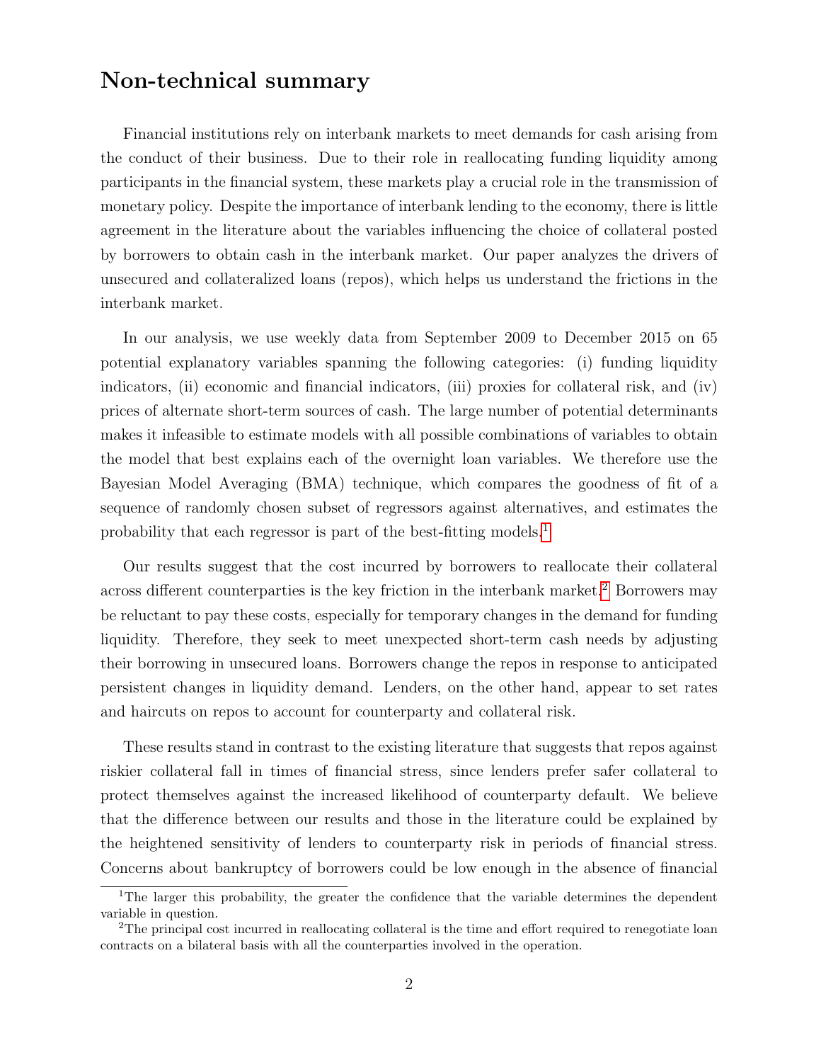## Non-technical summary

Financial institutions rely on interbank markets to meet demands for cash arising from the conduct of their business. Due to their role in reallocating funding liquidity among participants in the financial system, these markets play a crucial role in the transmission of monetary policy. Despite the importance of interbank lending to the economy, there is little agreement in the literature about the variables influencing the choice of collateral posted by borrowers to obtain cash in the interbank market. Our paper analyzes the drivers of unsecured and collateralized loans (repos), which helps us understand the frictions in the interbank market.

In our analysis, we use weekly data from September 2009 to December 2015 on 65 potential explanatory variables spanning the following categories: (i) funding liquidity indicators, (ii) economic and financial indicators, (iii) proxies for collateral risk, and (iv) prices of alternate short-term sources of cash. The large number of potential determinants makes it infeasible to estimate models with all possible combinations of variables to obtain the model that best explains each of the overnight loan variables. We therefore use the Bayesian Model Averaging (BMA) technique, which compares the goodness of fit of a sequence of randomly chosen subset of regressors against alternatives, and estimates the probability that each regressor is part of the best-fitting models.[1]

Our results suggest that the cost incurred by borrowers to reallocate their collateral across different counterparties is the key friction in the interbank market.[2] Borrowers may be reluctant to pay these costs, especially for temporary changes in the demand for funding liquidity. Therefore, they seek to meet unexpected short-term cash needs by adjusting their borrowing in unsecured loans. Borrowers change the repos in response to anticipated persistent changes in liquidity demand. Lenders, on the other hand, appear to set rates and haircuts on repos to account for counterparty and collateral risk.

These results stand in contrast to the existing literature that suggests that repos against riskier collateral fall in times of financial stress, since lenders prefer safer collateral to protect themselves against the increased likelihood of counterparty default. We believe that the difference between our results and those in the literature could be explained by the heightened sensitivity of lenders to counterparty risk in periods of financial stress. Concerns about bankruptcy of borrowers could be low enough in the absence of financial

[1] The larger this probability, the greater the confidence that the variable determines the dependent variable in question.

[2] The principal cost incurred in reallocating collateral is the time and effort required to renegotiate loan contracts on a bilateral basis with all the counterparties involved in the operation.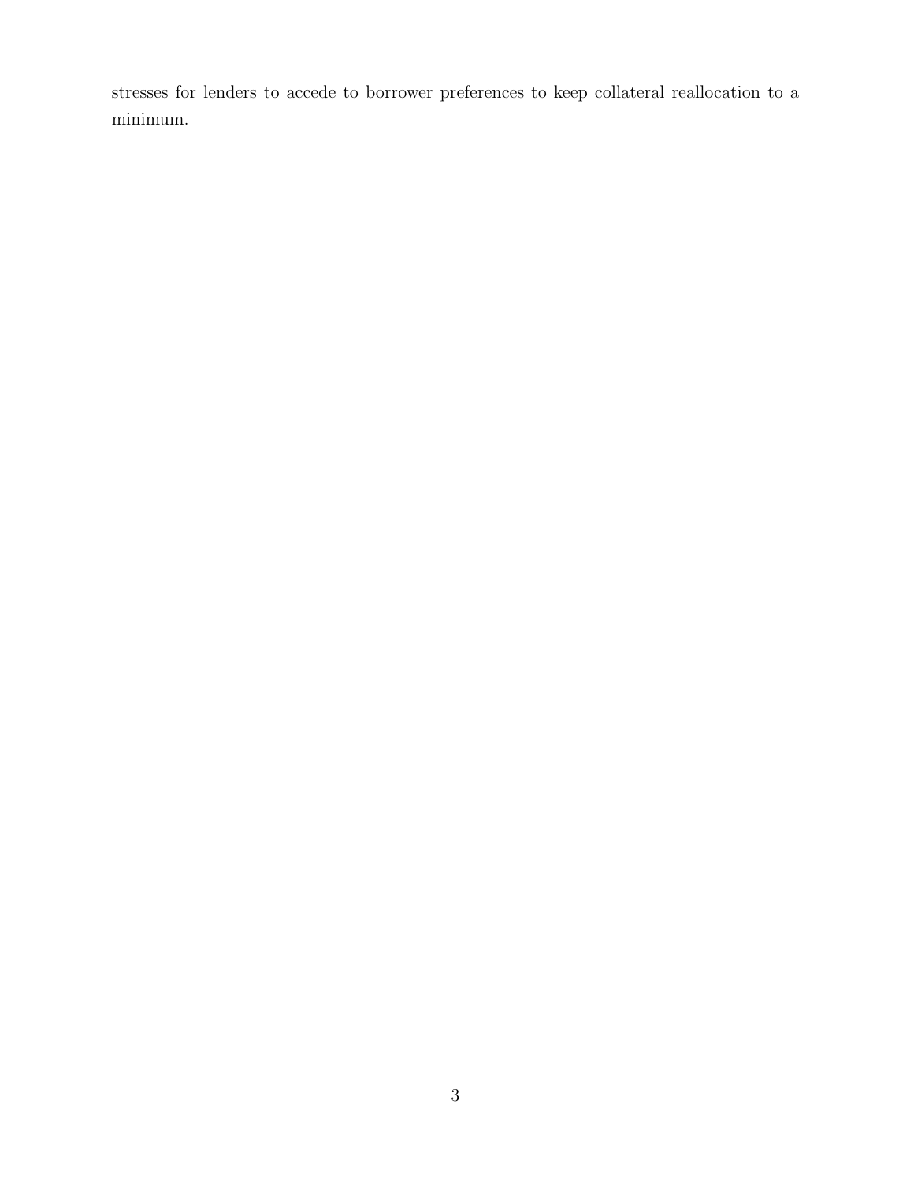stresses for lenders to accede to borrower preferences to keep collateral reallocation to a minimum.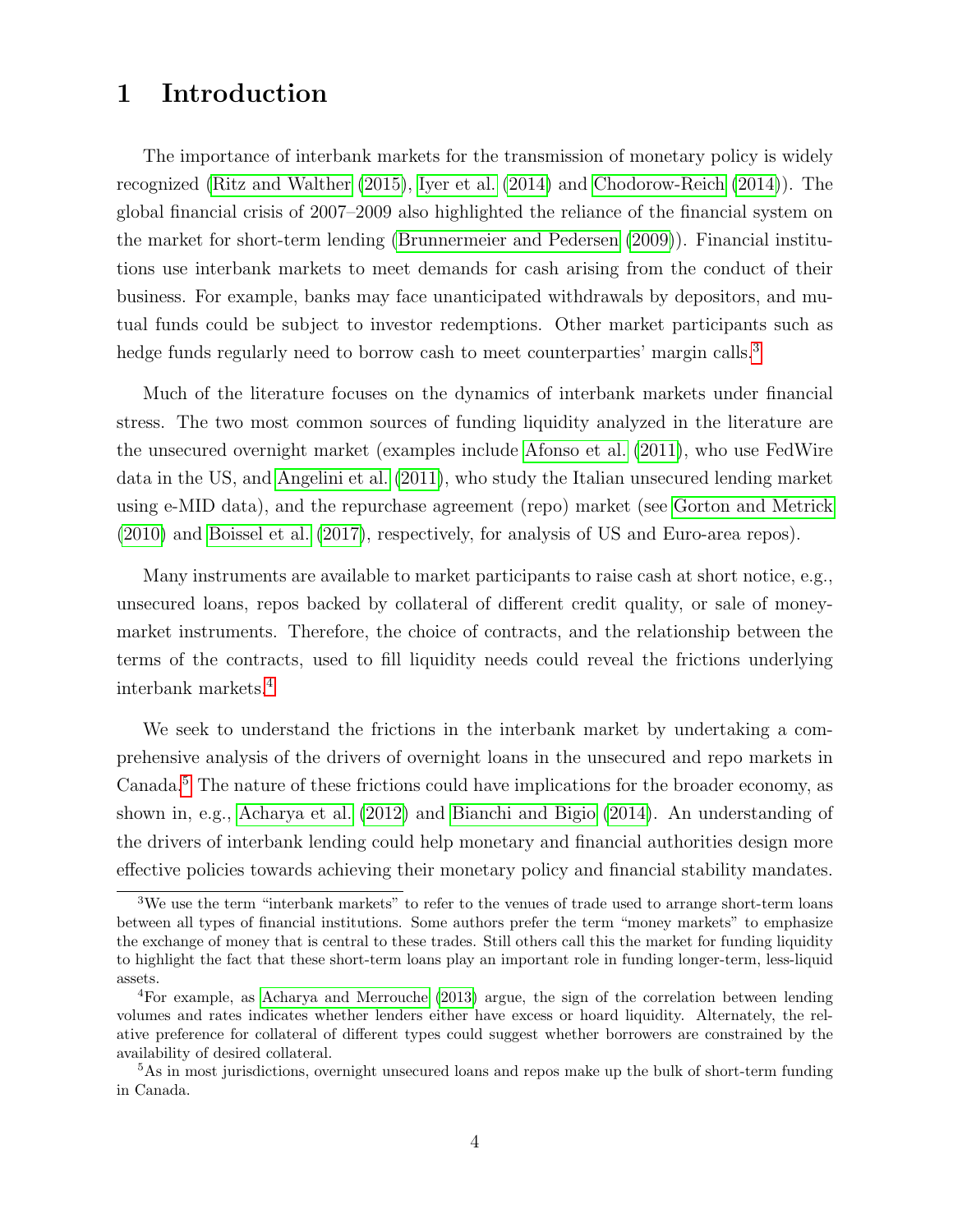# 1 Introduction

The importance of interbank markets for the transmission of monetary policy is widely recognized (Ritz and Walther (2015), Iyer et al. (2014) and Chodorow-Reich (2014)). The global financial crisis of 2007–2009 also highlighted the reliance of the financial system on the market for short-term lending (Brunnermeier and Pedersen (2009)). Financial institutions use interbank markets to meet demands for cash arising from the conduct of their business. For example, banks may face unanticipated withdrawals by depositors, and mutual funds could be subject to investor redemptions. Other market participants such as hedge funds regularly need to borrow cash to meet counterparties' margin calls.[3]

Much of the literature focuses on the dynamics of interbank markets under financial stress. The two most common sources of funding liquidity analyzed in the literature are the unsecured overnight market (examples include Afonso et al. (2011), who use FedWire data in the US, and Angelini et al. (2011), who study the Italian unsecured lending market using e-MID data), and the repurchase agreement (repo) market (see Gorton and Metrick (2010) and Boissel et al. (2017), respectively, for analysis of US and Euro-area repos).

Many instruments are available to market participants to raise cash at short notice, e.g., unsecured loans, repos backed by collateral of different credit quality, or sale of money-market instruments. Therefore, the choice of contracts, and the relationship between the terms of the contracts, used to fill liquidity needs could reveal the frictions underlying interbank markets.[4]

We seek to understand the frictions in the interbank market by undertaking a comprehensive analysis of the drivers of overnight loans in the unsecured and repo markets in Canada.[5] The nature of these frictions could have implications for the broader economy, as shown in, e.g., Acharya et al. (2012) and Bianchi and Bigio (2014). An understanding of the drivers of interbank lending could help monetary and financial authorities design more effective policies towards achieving their monetary policy and financial stability mandates.

[3] We use the term "interbank markets" to refer to the venues of trade used to arrange short-term loans between all types of financial institutions. Some authors prefer the term "money markets" to emphasize the exchange of money that is central to these trades. Still others call this the market for funding liquidity to highlight the fact that these short-term loans play an important role in funding longer-term, less-liquid assets.

[4] For example, as Acharya and Merrouche (2013) argue, the sign of the correlation between lending volumes and rates indicates whether lenders either have excess or hoard liquidity. Alternately, the relative preference for collateral of different types could suggest whether borrowers are constrained by the availability of desired collateral.

[5] As in most jurisdictions, overnight unsecured loans and repos make up the bulk of short-term funding in Canada.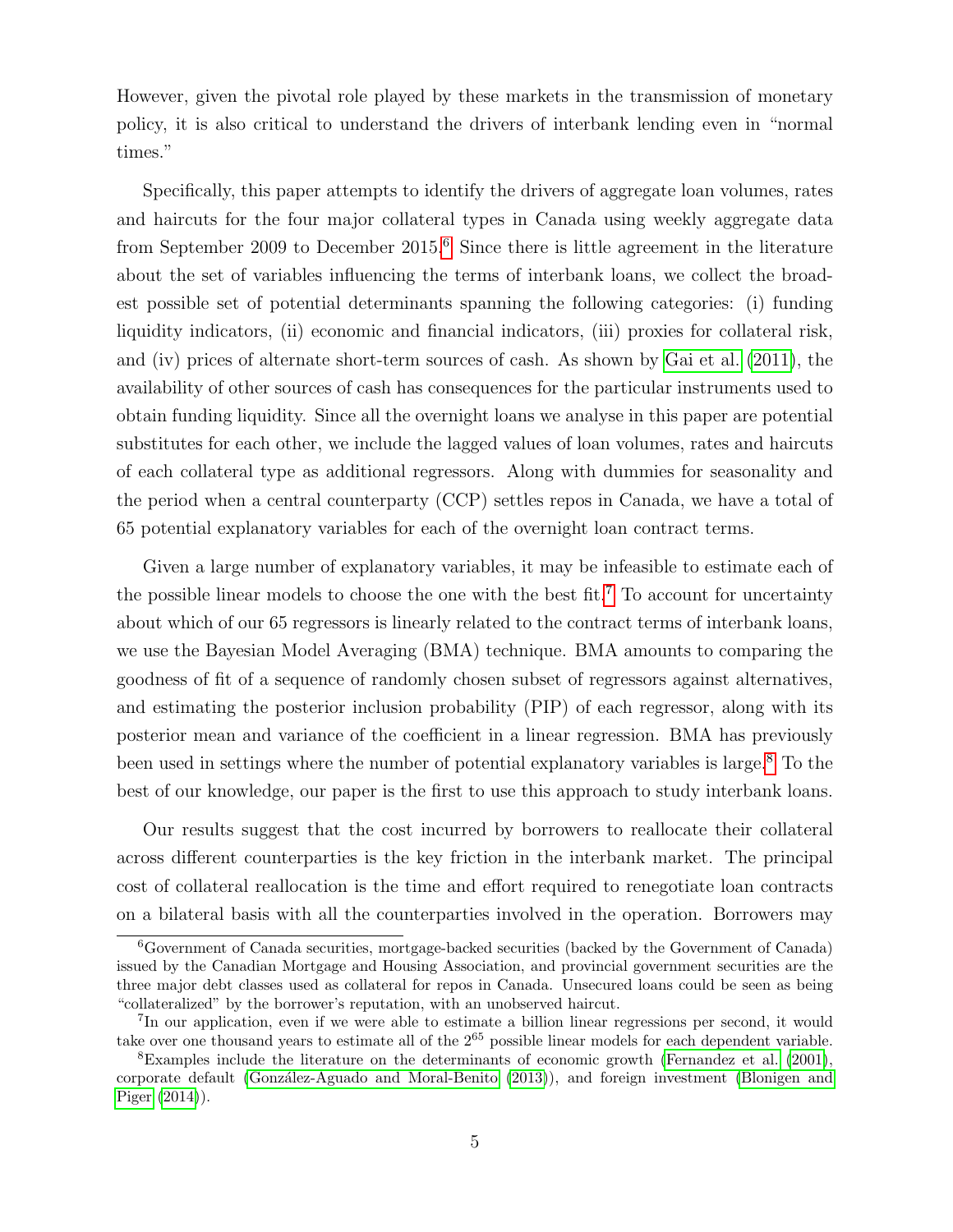However, given the pivotal role played by these markets in the transmission of monetary policy, it is also critical to understand the drivers of interbank lending even in "normal times."

Specifically, this paper attempts to identify the drivers of aggregate loan volumes, rates and haircuts for the four major collateral types in Canada using weekly aggregate data from September 2009 to December 2015.[6] Since there is little agreement in the literature about the set of variables influencing the terms of interbank loans, we collect the broadest possible set of potential determinants spanning the following categories: (i) funding liquidity indicators, (ii) economic and financial indicators, (iii) proxies for collateral risk, and (iv) prices of alternate short-term sources of cash. As shown by Gai et al. (2011), the availability of other sources of cash has consequences for the particular instruments used to obtain funding liquidity. Since all the overnight loans we analyse in this paper are potential substitutes for each other, we include the lagged values of loan volumes, rates and haircuts of each collateral type as additional regressors. Along with dummies for seasonality and the period when a central counterparty (CCP) settles repos in Canada, we have a total of 65 potential explanatory variables for each of the overnight loan contract terms.

Given a large number of explanatory variables, it may be infeasible to estimate each of the possible linear models to choose the one with the best fit.[7] To account for uncertainty about which of our 65 regressors is linearly related to the contract terms of interbank loans, we use the Bayesian Model Averaging (BMA) technique. BMA amounts to comparing the goodness of fit of a sequence of randomly chosen subset of regressors against alternatives, and estimating the posterior inclusion probability (PIP) of each regressor, along with its posterior mean and variance of the coefficient in a linear regression. BMA has previously been used in settings where the number of potential explanatory variables is large.[8] To the best of our knowledge, our paper is the first to use this approach to study interbank loans.

Our results suggest that the cost incurred by borrowers to reallocate their collateral across different counterparties is the key friction in the interbank market. The principal cost of collateral reallocation is the time and effort required to renegotiate loan contracts on a bilateral basis with all the counterparties involved in the operation. Borrowers may

[6] Government of Canada securities, mortgage-backed securities (backed by the Government of Canada) issued by the Canadian Mortgage and Housing Association, and provincial government securities are the three major debt classes used as collateral for repos in Canada. Unsecured loans could be seen as being "collateralized" by the borrower's reputation, with an unobserved haircut.

[7] In our application, even if we were able to estimate a billion linear regressions per second, it would take over one thousand years to estimate all of the $2^{65}$ possible linear models for each dependent variable.

[8] Examples include the literature on the determinants of economic growth (Fernandez et al. (2001), corporate default (González-Aguado and Moral-Benito (2013)), and foreign investment (Blonigen and Piger (2014)).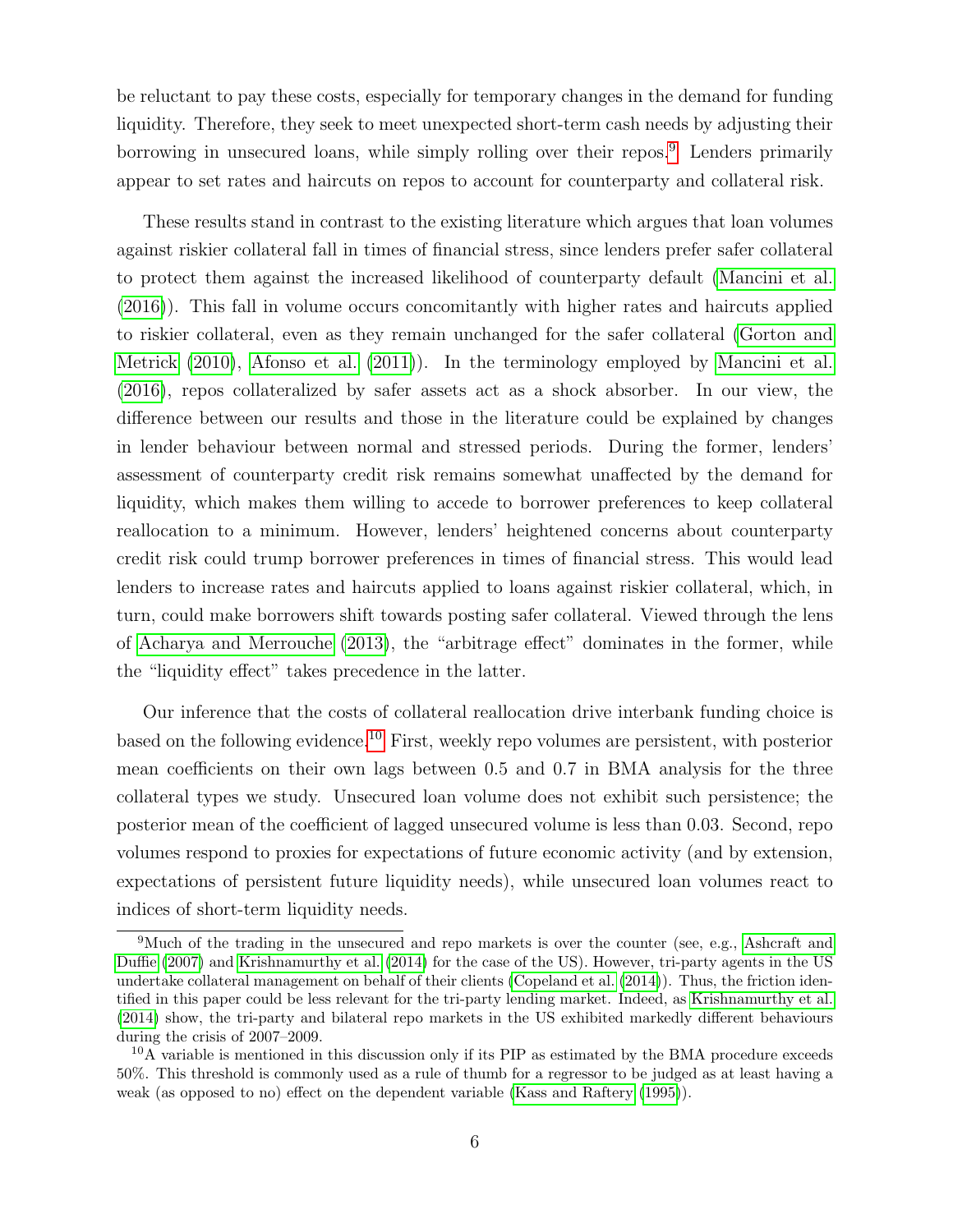be reluctant to pay these costs, especially for temporary changes in the demand for funding liquidity. Therefore, they seek to meet unexpected short-term cash needs by adjusting their borrowing in unsecured loans, while simply rolling over their repos.[9] Lenders primarily appear to set rates and haircuts on repos to account for counterparty and collateral risk.

These results stand in contrast to the existing literature which argues that loan volumes against riskier collateral fall in times of financial stress, since lenders prefer safer collateral to protect them against the increased likelihood of counterparty default (Mancini et al. (2016)). This fall in volume occurs concomitantly with higher rates and haircuts applied to riskier collateral, even as they remain unchanged for the safer collateral (Gorton and Metrick (2010), Afonso et al. (2011)). In the terminology employed by Mancini et al. (2016), repos collateralized by safer assets act as a shock absorber. In our view, the difference between our results and those in the literature could be explained by changes in lender behaviour between normal and stressed periods. During the former, lenders' assessment of counterparty credit risk remains somewhat unaffected by the demand for liquidity, which makes them willing to accede to borrower preferences to keep collateral reallocation to a minimum. However, lenders' heightened concerns about counterparty credit risk could trump borrower preferences in times of financial stress. This would lead lenders to increase rates and haircuts applied to loans against riskier collateral, which, in turn, could make borrowers shift towards posting safer collateral. Viewed through the lens of Acharya and Merrouche (2013), the "arbitrage effect" dominates in the former, while the "liquidity effect" takes precedence in the latter.

Our inference that the costs of collateral reallocation drive interbank funding choice is based on the following evidence.[10] First, weekly repo volumes are persistent, with posterior mean coefficients on their own lags between 0.5 and 0.7 in BMA analysis for the three collateral types we study. Unsecured loan volume does not exhibit such persistence; the posterior mean of the coefficient of lagged unsecured volume is less than 0.03. Second, repo volumes respond to proxies for expectations of future economic activity (and by extension, expectations of persistent future liquidity needs), while unsecured loan volumes react to indices of short-term liquidity needs.

[9] Much of the trading in the unsecured and repo markets is over the counter (see, e.g., Ashcraft and Duffie (2007) and Krishnamurthy et al. (2014) for the case of the US). However, tri-party agents in the US undertake collateral management on behalf of their clients (Copeland et al. (2014)). Thus, the friction identified in this paper could be less relevant for the tri-party lending market. Indeed, as Krishnamurthy et al. (2014) show, the tri-party and bilateral repo markets in the US exhibited markedly different behaviours during the crisis of 2007–2009.

[10] A variable is mentioned in this discussion only if its PIP as estimated by the BMA procedure exceeds 50%. This threshold is commonly used as a rule of thumb for a regressor to be judged as at least having a weak (as opposed to no) effect on the dependent variable (Kass and Raftery (1995)).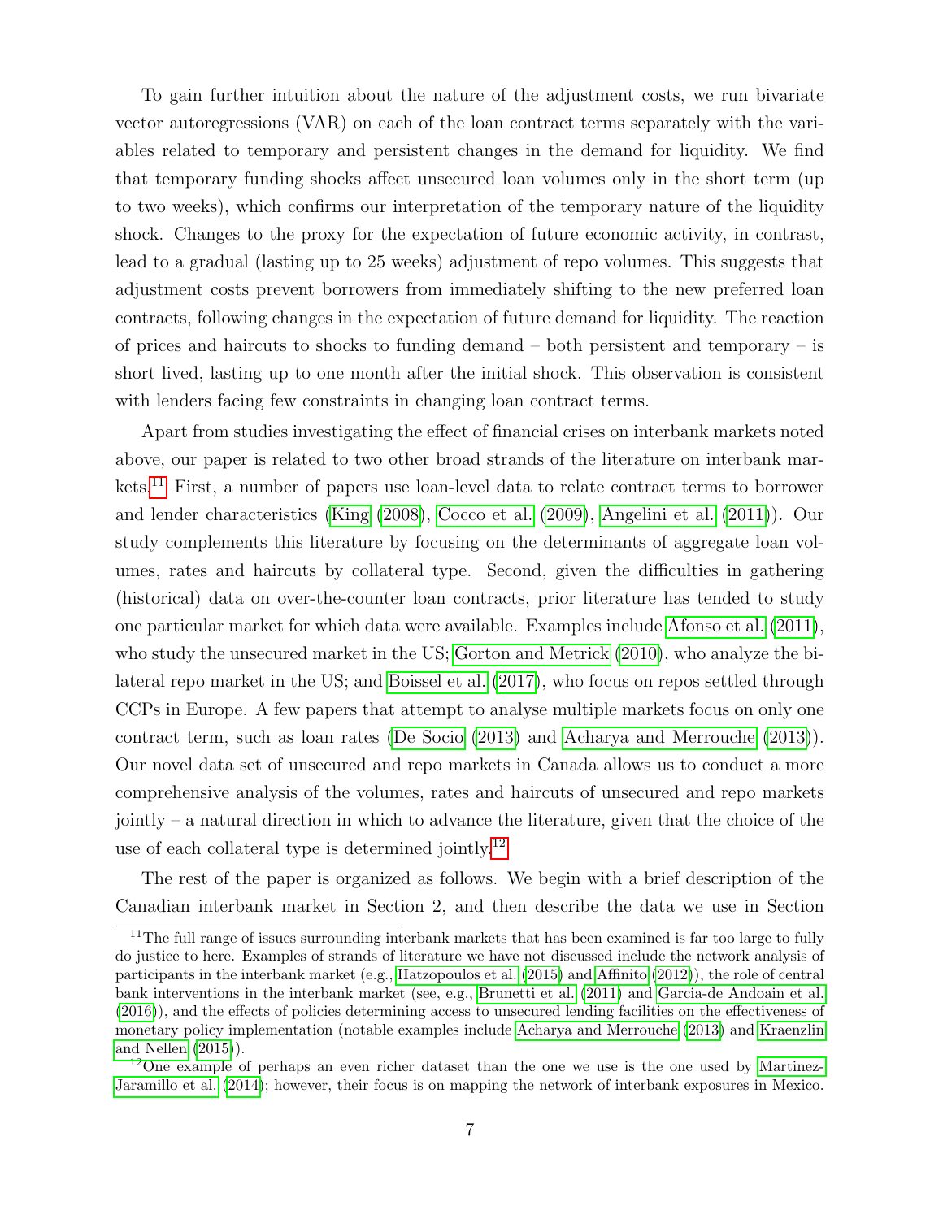To gain further intuition about the nature of the adjustment costs, we run bivariate vector autoregressions (VAR) on each of the loan contract terms separately with the variables related to temporary and persistent changes in the demand for liquidity. We find that temporary funding shocks affect unsecured loan volumes only in the short term (up to two weeks), which confirms our interpretation of the temporary nature of the liquidity shock. Changes to the proxy for the expectation of future economic activity, in contrast, lead to a gradual (lasting up to 25 weeks) adjustment of repo volumes. This suggests that adjustment costs prevent borrowers from immediately shifting to the new preferred loan contracts, following changes in the expectation of future demand for liquidity. The reaction of prices and haircuts to shocks to funding demand – both persistent and temporary – is short lived, lasting up to one month after the initial shock. This observation is consistent with lenders facing few constraints in changing loan contract terms.

Apart from studies investigating the effect of financial crises on interbank markets noted above, our paper is related to two other broad strands of the literature on interbank markets.[11] First, a number of papers use loan-level data to relate contract terms to borrower and lender characteristics (King (2008), Cocco et al. (2009), Angelini et al. (2011)). Our study complements this literature by focusing on the determinants of aggregate loan volumes, rates and haircuts by collateral type. Second, given the difficulties in gathering (historical) data on over-the-counter loan contracts, prior literature has tended to study one particular market for which data were available. Examples include Afonso et al. (2011), who study the unsecured market in the US; Gorton and Metrick (2010), who analyze the bilateral repo market in the US; and Boissel et al. (2017), who focus on repos settled through CCPs in Europe. A few papers that attempt to analyse multiple markets focus on only one contract term, such as loan rates (De Socio (2013) and Acharya and Merrouche (2013)). Our novel data set of unsecured and repo markets in Canada allows us to conduct a more comprehensive analysis of the volumes, rates and haircuts of unsecured and repo markets jointly – a natural direction in which to advance the literature, given that the choice of the use of each collateral type is determined jointly.[12]

The rest of the paper is organized as follows. We begin with a brief description of the Canadian interbank market in Section 2, and then describe the data we use in Section

[11] The full range of issues surrounding interbank markets that has been examined is far too large to fully do justice to here. Examples of strands of literature we have not discussed include the network analysis of participants in the interbank market (e.g., Hatzopoulos et al. (2015) and Affinito (2012)), the role of central bank interventions in the interbank market (see, e.g., Brunetti et al. (2011) and Garcia-de Andoain et al. (2016)), and the effects of policies determining access to unsecured lending facilities on the effectiveness of monetary policy implementation (notable examples include Acharya and Merrouche (2013) and Kraenzlin and Nellen (2015)).

[12] One example of perhaps an even richer dataset than the one we use is the one used by Martinez-Jaramillo et al. (2014); however, their focus is on mapping the network of interbank exposures in Mexico.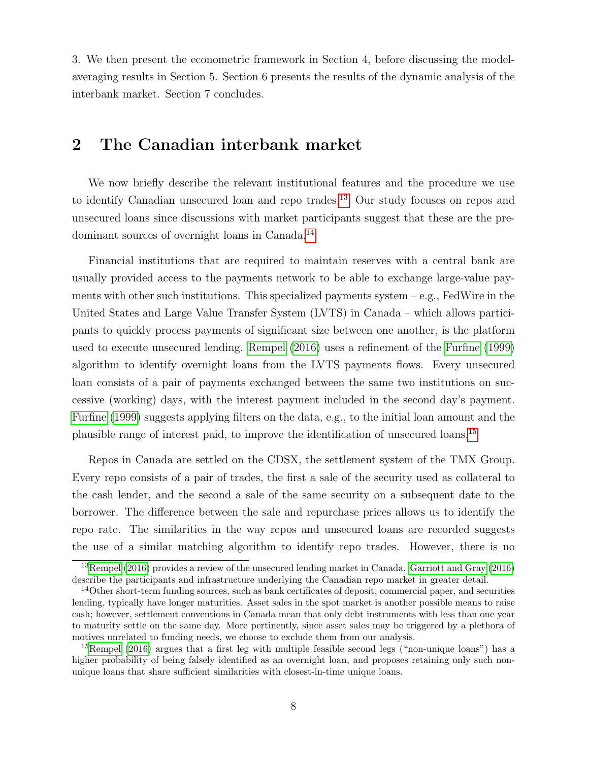3. We then present the econometric framework in Section 4, before discussing the model-averaging results in Section 5. Section 6 presents the results of the dynamic analysis of the interbank market. Section 7 concludes.

## 2 The Canadian interbank market

We now briefly describe the relevant institutional features and the procedure we use to identify Canadian unsecured loan and repo trades.[13] Our study focuses on repos and unsecured loans since discussions with market participants suggest that these are the predominant sources of overnight loans in Canada.[14]

Financial institutions that are required to maintain reserves with a central bank are usually provided access to the payments network to be able to exchange large-value payments with other such institutions. This specialized payments system – e.g., FedWire in the United States and Large Value Transfer System (LVTS) in Canada – which allows participants to quickly process payments of significant size between one another, is the platform used to execute unsecured lending. Rempel (2016) uses a refinement of the Furfine (1999) algorithm to identify overnight loans from the LVTS payments flows. Every unsecured loan consists of a pair of payments exchanged between the same two institutions on successive (working) days, with the interest payment included in the second day's payment. Furfine (1999) suggests applying filters on the data, e.g., to the initial loan amount and the plausible range of interest paid, to improve the identification of unsecured loans.[15]

Repos in Canada are settled on the CDSX, the settlement system of the TMX Group. Every repo consists of a pair of trades, the first a sale of the security used as collateral to the cash lender, and the second a sale of the same security on a subsequent date to the borrower. The difference between the sale and repurchase prices allows us to identify the repo rate. The similarities in the way repos and unsecured loans are recorded suggests the use of a similar matching algorithm to identify repo trades. However, there is no

[13] Rempel (2016) provides a review of the unsecured lending market in Canada. Garriott and Gray (2016) describe the participants and infrastructure underlying the Canadian repo market in greater detail.

[14] Other short-term funding sources, such as bank certificates of deposit, commercial paper, and securities lending, typically have longer maturities. Asset sales in the spot market is another possible means to raise cash; however, settlement conventions in Canada mean that only debt instruments with less than one year to maturity settle on the same day. More pertinently, since asset sales may be triggered by a plethora of motives unrelated to funding needs, we choose to exclude them from our analysis.

[15] Rempel (2016) argues that a first leg with multiple feasible second legs ("non-unique loans") has a higher probability of being falsely identified as an overnight loan, and proposes retaining only such non-unique loans that share sufficient similarities with closest-in-time unique loans.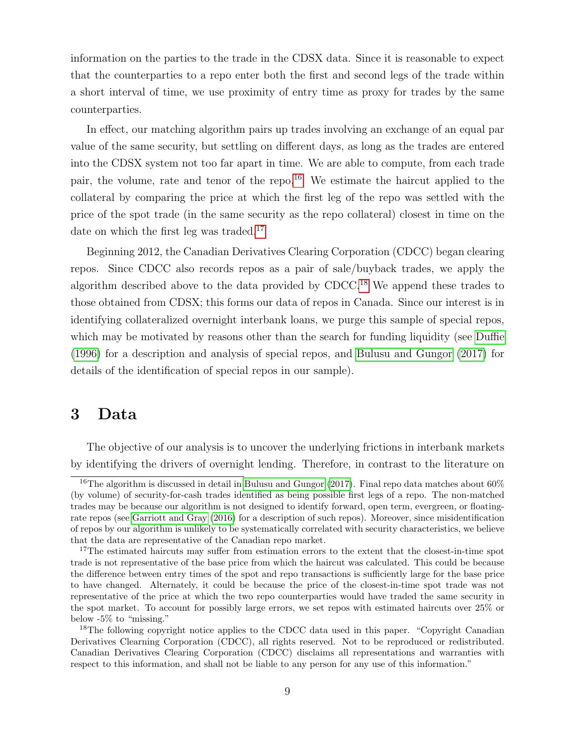information on the parties to the trade in the CDSX data. Since it is reasonable to expect that the counterparties to a repo enter both the first and second legs of the trade within a short interval of time, we use proximity of entry time as proxy for trades by the same counterparties.

In effect, our matching algorithm pairs up trades involving an exchange of an equal par value of the same security, but settling on different days, as long as the trades are entered into the CDSX system not too far apart in time. We are able to compute, from each trade pair, the volume, rate and tenor of the repo.[16] We estimate the haircut applied to the collateral by comparing the price at which the first leg of the repo was settled with the price of the spot trade (in the same security as the repo collateral) closest in time on the date on which the first leg was traded.[17]

Beginning 2012, the Canadian Derivatives Clearing Corporation (CDCC) began clearing repos. Since CDCC also records repos as a pair of sale/buyback trades, we apply the algorithm described above to the data provided by CDCC.[18] We append these trades to those obtained from CDSX; this forms our data of repos in Canada. Since our interest is in identifying collateralized overnight interbank loans, we purge this sample of special repos, which may be motivated by reasons other than the search for funding liquidity (see Duffie (1996) for a description and analysis of special repos, and Bulusu and Gungor (2017) for details of the identification of special repos in our sample).

## 3 Data

The objective of our analysis is to uncover the underlying frictions in interbank markets by identifying the drivers of overnight lending. Therefore, in contrast to the literature on

---

[16] The algorithm is discussed in detail in Bulusu and Gungor (2017). Final repo data matches about 60% (by volume) of security-for-cash trades identified as being possible first legs of a repo. The non-matched trades may be because our algorithm is not designed to identify forward, open term, evergreen, or floating-rate repos (see Garriott and Gray (2016) for a description of such repos). Moreover, since misidentification of repos by our algorithm is unlikely to be systematically correlated with security characteristics, we believe that the data are representative of the Canadian repo market.

[17] The estimated haircuts may suffer from estimation errors to the extent that the closest-in-time spot trade is not representative of the base price from which the haircut was calculated. This could be because the difference between entry times of the spot and repo transactions is sufficiently large for the base price to have changed. Alternately, it could be because the price of the closest-in-time spot trade was not representative of the price at which the two repo counterparties would have traded the same security in the spot market. To account for possibly large errors, we set repos with estimated haircuts over 25% or below -5% to "missing."

[18] The following copyright notice applies to the CDCC data used in this paper. "Copyright Canadian Derivatives Clearing Corporation (CDCC), all rights reserved. Not to be reproduced or redistributed. Canadian Derivatives Clearing Corporation (CDCC) disclaims all representations and warranties with respect to this information, and shall not be liable to any person for any use of this information."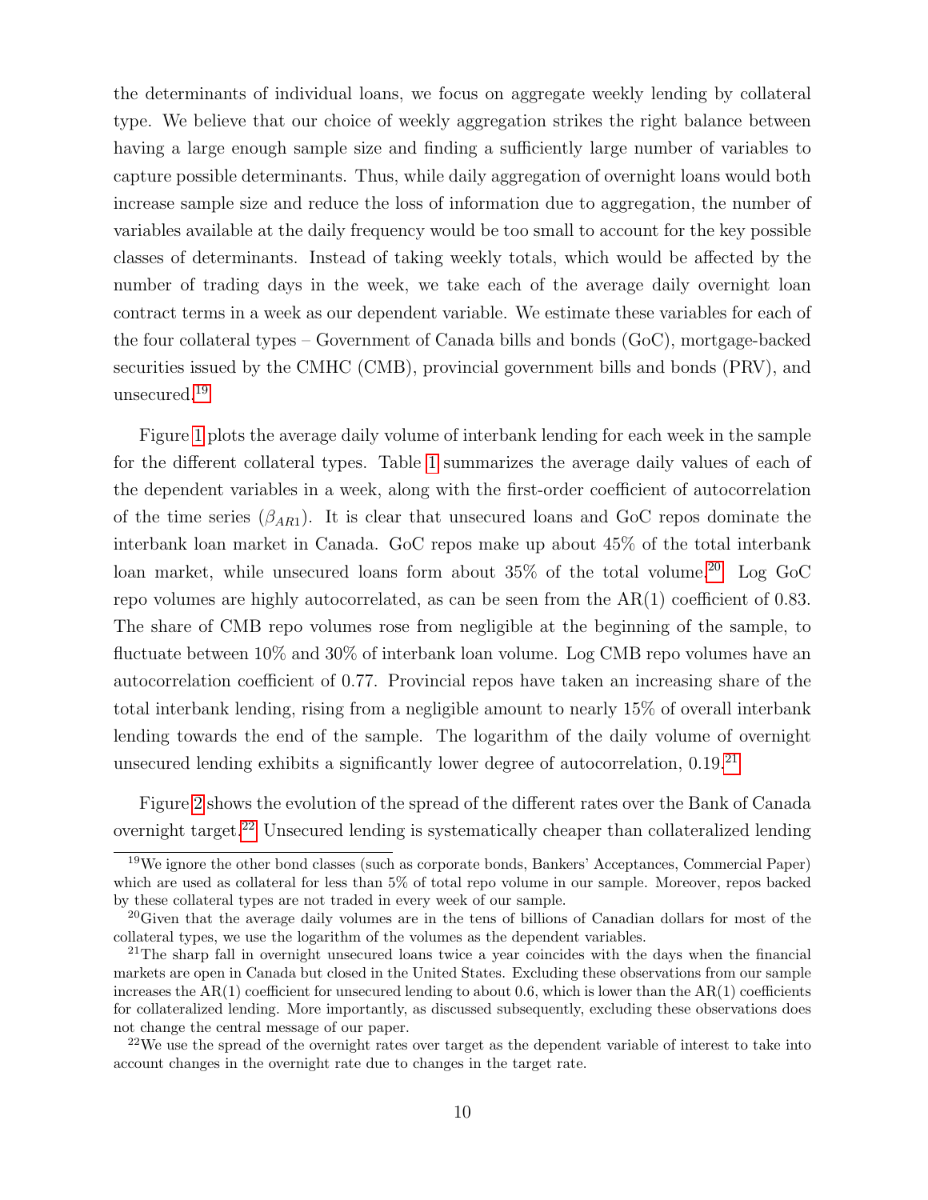the determinants of individual loans, we focus on aggregate weekly lending by collateral type. We believe that our choice of weekly aggregation strikes the right balance between having a large enough sample size and finding a sufficiently large number of variables to capture possible determinants. Thus, while daily aggregation of overnight loans would both increase sample size and reduce the loss of information due to aggregation, the number of variables available at the daily frequency would be too small to account for the key possible classes of determinants. Instead of taking weekly totals, which would be affected by the number of trading days in the week, we take each of the average daily overnight loan contract terms in a week as our dependent variable. We estimate these variables for each of the four collateral types – Government of Canada bills and bonds (GoC), mortgage-backed securities issued by the CMHC (CMB), provincial government bills and bonds (PRV), and unsecured.[19]

Figure 1 plots the average daily volume of interbank lending for each week in the sample for the different collateral types. Table 1 summarizes the average daily values of each of the dependent variables in a week, along with the first-order coefficient of autocorrelation of the time series ($\beta_{AR1}$). It is clear that unsecured loans and GoC repos dominate the interbank loan market in Canada. GoC repos make up about 45% of the total interbank loan market, while unsecured loans form about 35% of the total volume.[20] Log GoC repo volumes are highly autocorrelated, as can be seen from the AR(1) coefficient of 0.83. The share of CMB repo volumes rose from negligible at the beginning of the sample, to fluctuate between 10% and 30% of interbank loan volume. Log CMB repo volumes have an autocorrelation coefficient of 0.77. Provincial repos have taken an increasing share of the total interbank lending, rising from a negligible amount to nearly 15% of overall interbank lending towards the end of the sample. The logarithm of the daily volume of overnight unsecured lending exhibits a significantly lower degree of autocorrelation, 0.19.[21]

Figure 2 shows the evolution of the spread of the different rates over the Bank of Canada overnight target.[22] Unsecured lending is systematically cheaper than collateralized lending

[19] We ignore the other bond classes (such as corporate bonds, Bankers' Acceptances, Commercial Paper) which are used as collateral for less than 5% of total repo volume in our sample. Moreover, repos backed by these collateral types are not traded in every week of our sample.

[20] Given that the average daily volumes are in the tens of billions of Canadian dollars for most of the collateral types, we use the logarithm of the volumes as the dependent variables.

[21] The sharp fall in overnight unsecured loans twice a year coincides with the days when the financial markets are open in Canada but closed in the United States. Excluding these observations from our sample increases the AR(1) coefficient for unsecured lending to about 0.6, which is lower than the AR(1) coefficients for collateralized lending. More importantly, as discussed subsequently, excluding these observations does not change the central message of our paper.

[22] We use the spread of the overnight rates over target as the dependent variable of interest to take into account changes in the overnight rate due to changes in the target rate.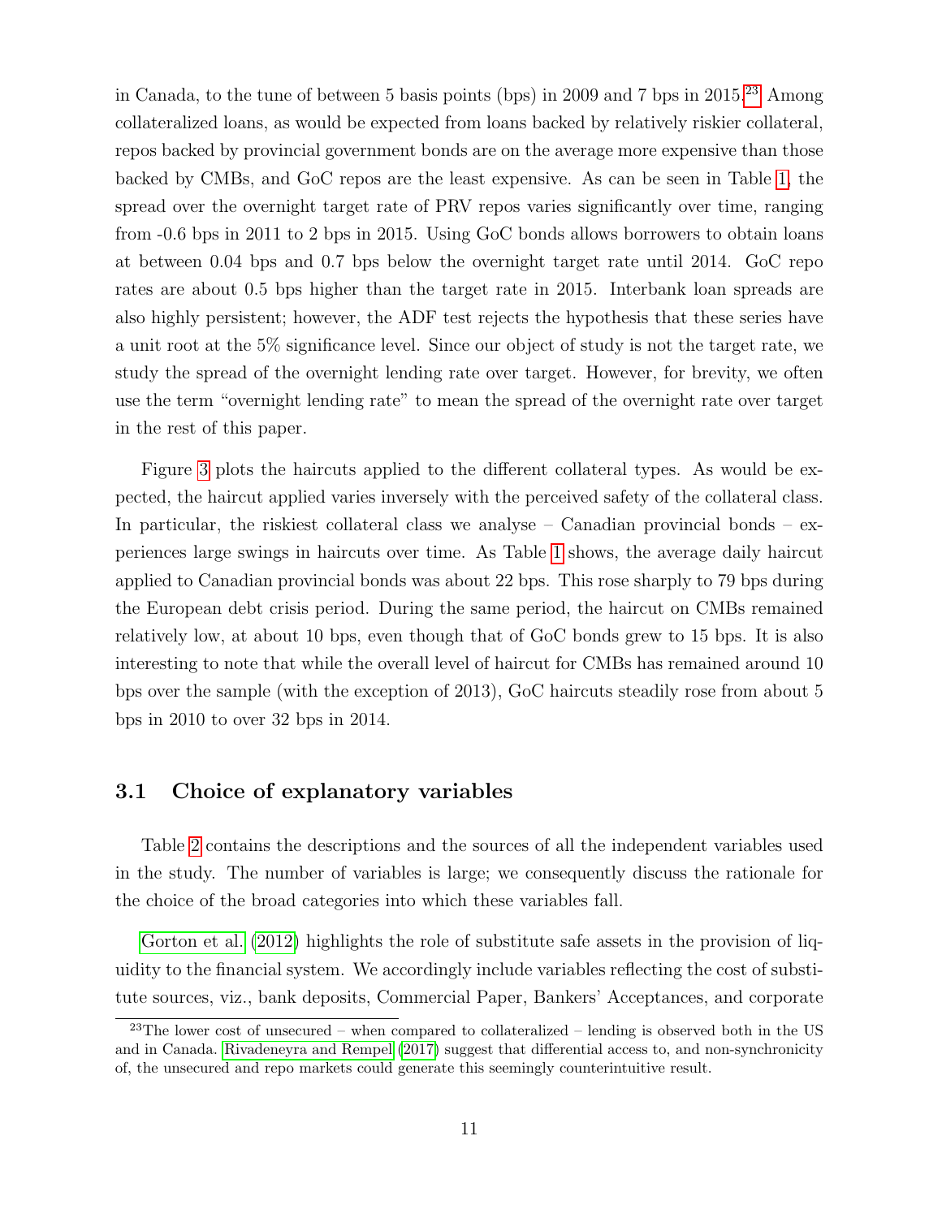in Canada, to the tune of between 5 basis points (bps) in 2009 and 7 bps in 2015.[23] Among collateralized loans, as would be expected from loans backed by relatively riskier collateral, repos backed by provincial government bonds are on the average more expensive than those backed by CMBs, and GoC repos are the least expensive. As can be seen in Table 1, the spread over the overnight target rate of PRV repos varies significantly over time, ranging from -0.6 bps in 2011 to 2 bps in 2015. Using GoC bonds allows borrowers to obtain loans at between 0.04 bps and 0.7 bps below the overnight target rate until 2014. GoC repo rates are about 0.5 bps higher than the target rate in 2015. Interbank loan spreads are also highly persistent; however, the ADF test rejects the hypothesis that these series have a unit root at the 5% significance level. Since our object of study is not the target rate, we study the spread of the overnight lending rate over target. However, for brevity, we often use the term "overnight lending rate" to mean the spread of the overnight rate over target in the rest of this paper.

Figure 3 plots the haircuts applied to the different collateral types. As would be expected, the haircut applied varies inversely with the perceived safety of the collateral class. In particular, the riskiest collateral class we analyse – Canadian provincial bonds – experiences large swings in haircuts over time. As Table 1 shows, the average daily haircut applied to Canadian provincial bonds was about 22 bps. This rose sharply to 79 bps during the European debt crisis period. During the same period, the haircut on CMBs remained relatively low, at about 10 bps, even though that of GoC bonds grew to 15 bps. It is also interesting to note that while the overall level of haircut for CMBs has remained around 10 bps over the sample (with the exception of 2013), GoC haircuts steadily rose from about 5 bps in 2010 to over 32 bps in 2014.

## 3.1 Choice of explanatory variables

Table 2 contains the descriptions and the sources of all the independent variables used in the study. The number of variables is large; we consequently discuss the rationale for the choice of the broad categories into which these variables fall.

Gorton et al. (2012) highlights the role of substitute safe assets in the provision of liquidity to the financial system. We accordingly include variables reflecting the cost of substitute sources, viz., bank deposits, Commercial Paper, Bankers' Acceptances, and corporate

[23] The lower cost of unsecured – when compared to collateralized – lending is observed both in the US and in Canada. Rivadeneyra and Rempel (2017) suggest that differential access to, and non-synchronicity of, the unsecured and repo markets could generate this seemingly counterintuitive result.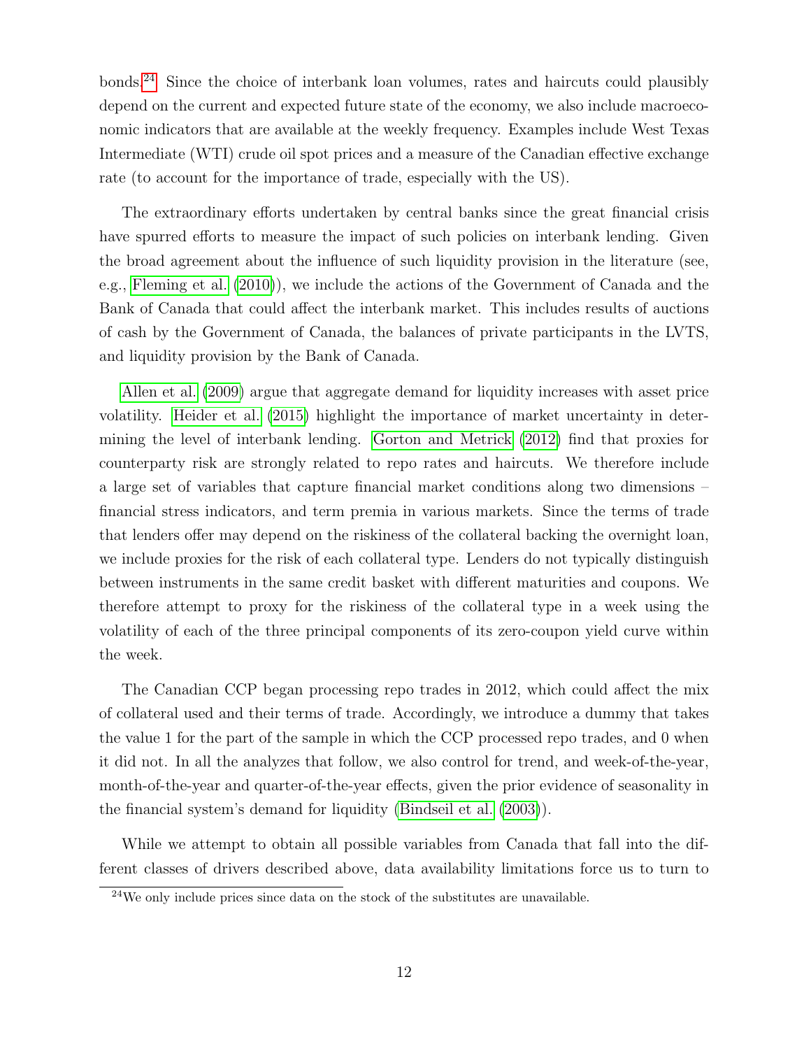bonds.[24] Since the choice of interbank loan volumes, rates and haircuts could plausibly depend on the current and expected future state of the economy, we also include macroeconomic indicators that are available at the weekly frequency. Examples include West Texas Intermediate (WTI) crude oil spot prices and a measure of the Canadian effective exchange rate (to account for the importance of trade, especially with the US).

The extraordinary efforts undertaken by central banks since the great financial crisis have spurred efforts to measure the impact of such policies on interbank lending. Given the broad agreement about the influence of such liquidity provision in the literature (see, e.g., Fleming et al. (2010)), we include the actions of the Government of Canada and the Bank of Canada that could affect the interbank market. This includes results of auctions of cash by the Government of Canada, the balances of private participants in the LVTS, and liquidity provision by the Bank of Canada.

Allen et al. (2009) argue that aggregate demand for liquidity increases with asset price volatility. Heider et al. (2015) highlight the importance of market uncertainty in determining the level of interbank lending. Gorton and Metrick (2012) find that proxies for counterparty risk are strongly related to repo rates and haircuts. We therefore include a large set of variables that capture financial market conditions along two dimensions – financial stress indicators, and term premia in various markets. Since the terms of trade that lenders offer may depend on the riskiness of the collateral backing the overnight loan, we include proxies for the risk of each collateral type. Lenders do not typically distinguish between instruments in the same credit basket with different maturities and coupons. We therefore attempt to proxy for the riskiness of the collateral type in a week using the volatility of each of the three principal components of its zero-coupon yield curve within the week.

The Canadian CCP began processing repo trades in 2012, which could affect the mix of collateral used and their terms of trade. Accordingly, we introduce a dummy that takes the value 1 for the part of the sample in which the CCP processed repo trades, and 0 when it did not. In all the analyzes that follow, we also control for trend, and week-of-the-year, month-of-the-year and quarter-of-the-year effects, given the prior evidence of seasonality in the financial system's demand for liquidity (Bindseil et al. (2003)).

While we attempt to obtain all possible variables from Canada that fall into the different classes of drivers described above, data availability limitations force us to turn to

[24] We only include prices since data on the stock of the substitutes are unavailable.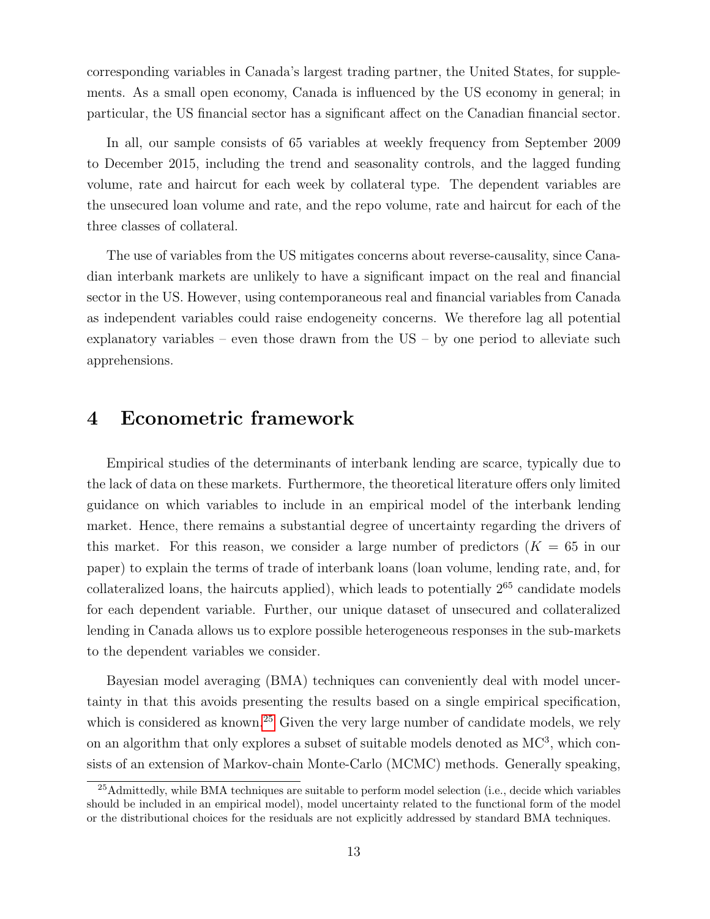corresponding variables in Canada's largest trading partner, the United States, for supplements. As a small open economy, Canada is influenced by the US economy in general; in particular, the US financial sector has a significant affect on the Canadian financial sector.

In all, our sample consists of 65 variables at weekly frequency from September 2009 to December 2015, including the trend and seasonality controls, and the lagged funding volume, rate and haircut for each week by collateral type. The dependent variables are the unsecured loan volume and rate, and the repo volume, rate and haircut for each of the three classes of collateral.

The use of variables from the US mitigates concerns about reverse-causality, since Canadian interbank markets are unlikely to have a significant impact on the real and financial sector in the US. However, using contemporaneous real and financial variables from Canada as independent variables could raise endogeneity concerns. We therefore lag all potential explanatory variables – even those drawn from the US – by one period to alleviate such apprehensions.

# 4 Econometric framework

Empirical studies of the determinants of interbank lending are scarce, typically due to the lack of data on these markets. Furthermore, the theoretical literature offers only limited guidance on which variables to include in an empirical model of the interbank lending market. Hence, there remains a substantial degree of uncertainty regarding the drivers of this market. For this reason, we consider a large number of predictors ($K = 65$ in our paper) to explain the terms of trade of interbank loans (loan volume, lending rate, and, for collateralized loans, the haircuts applied), which leads to potentially $2^{65}$ candidate models for each dependent variable. Further, our unique dataset of unsecured and collateralized lending in Canada allows us to explore possible heterogeneous responses in the sub-markets to the dependent variables we consider.

Bayesian model averaging (BMA) techniques can conveniently deal with model uncertainty in that this avoids presenting the results based on a single empirical specification, which is considered as known.[25] Given the very large number of candidate models, we rely on an algorithm that only explores a subset of suitable models denoted as $\text{MC}^3$, which consists of an extension of Markov-chain Monte-Carlo (MCMC) methods. Generally speaking,

[25]Admittedly, while BMA techniques are suitable to perform model selection (i.e., decide which variables should be included in an empirical model), model uncertainty related to the functional form of the model or the distributional choices for the residuals are not explicitly addressed by standard BMA techniques.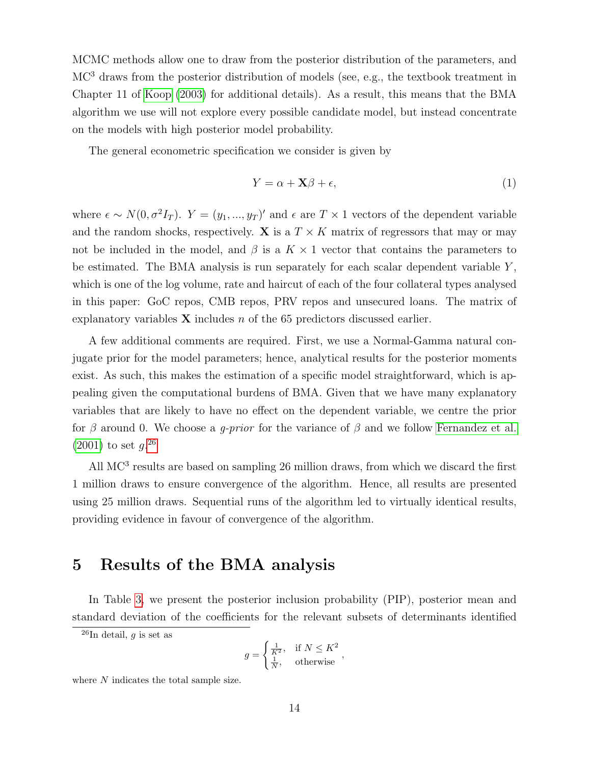MCMC methods allow one to draw from the posterior distribution of the parameters, and MC$^3$ draws from the posterior distribution of models (see, e.g., the textbook treatment in Chapter 11 of Koop (2003) for additional details). As a result, this means that the BMA algorithm we use will not explore every possible candidate model, but instead concentrate on the models with high posterior model probability.

The general econometric specification we consider is given by

$$Y = \alpha + \mathbf{X}\beta + \epsilon, \tag{1}$$

where $\epsilon \sim N(0, \sigma^2 I_T)$. $Y = (y_1, ..., y_T)'$ and $\epsilon$ are $T \times 1$ vectors of the dependent variable and the random shocks, respectively. $\mathbf{X}$ is a $T \times K$ matrix of regressors that may or may not be included in the model, and $\beta$ is a $K \times 1$ vector that contains the parameters to be estimated. The BMA analysis is run separately for each scalar dependent variable $Y$, which is one of the log volume, rate and haircut of each of the four collateral types analysed in this paper: GoC repos, CMB repos, PRV repos and unsecured loans. The matrix of explanatory variables $\mathbf{X}$ includes $n$ of the 65 predictors discussed earlier.

A few additional comments are required. First, we use a Normal-Gamma natural conjugate prior for the model parameters; hence, analytical results for the posterior moments exist. As such, this makes the estimation of a specific model straightforward, which is appealing given the computational burdens of BMA. Given that we have many explanatory variables that are likely to have no effect on the dependent variable, we centre the prior for $\beta$ around 0. We choose a *g-prior* for the variance of $\beta$ and we follow Fernandez et al. (2001) to set $g$.[26]

All MC$^3$ results are based on sampling 26 million draws, from which we discard the first 1 million draws to ensure convergence of the algorithm. Hence, all results are presented using 25 million draws. Sequential runs of the algorithm led to virtually identical results, providing evidence in favour of convergence of the algorithm.

## 5 Results of the BMA analysis

In Table 3, we present the posterior inclusion probability (PIP), posterior mean and standard deviation of the coefficients for the relevant subsets of determinants identified

---

[26] In detail, $g$ is set as

$$g = \begin{cases} \frac{1}{K^2}, & \text{if } N \leq K^2 \\ \frac{1}{N}, & \text{otherwise} \end{cases},$$

where $N$ indicates the total sample size.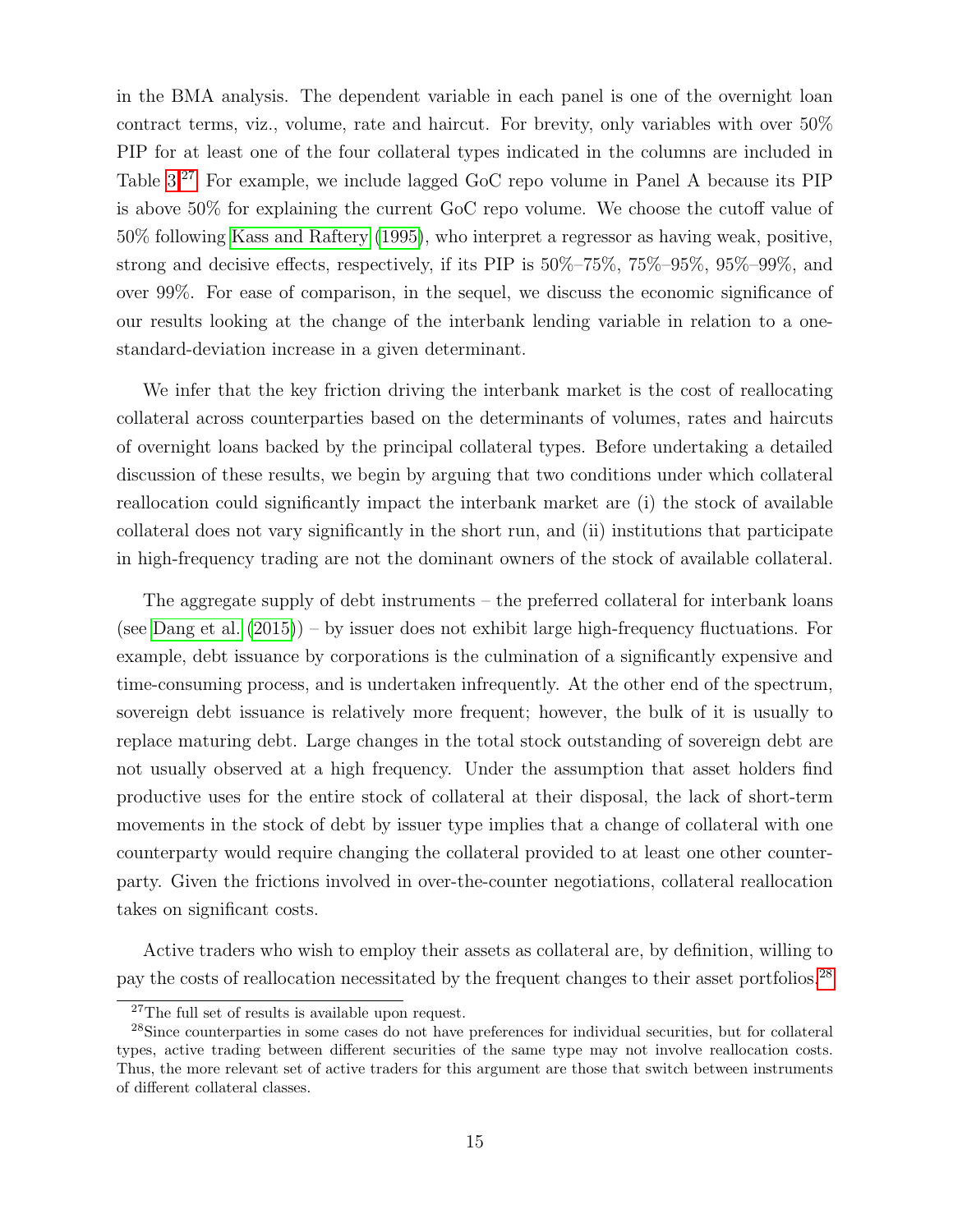in the BMA analysis. The dependent variable in each panel is one of the overnight loan contract terms, viz., volume, rate and haircut. For brevity, only variables with over 50% PIP for at least one of the four collateral types indicated in the columns are included in Table 3.[27] For example, we include lagged GoC repo volume in Panel A because its PIP is above 50% for explaining the current GoC repo volume. We choose the cutoff value of 50% following Kass and Raftery (1995), who interpret a regressor as having weak, positive, strong and decisive effects, respectively, if its PIP is 50%–75%, 75%–95%, 95%–99%, and over 99%. For ease of comparison, in the sequel, we discuss the economic significance of our results looking at the change of the interbank lending variable in relation to a one-standard-deviation increase in a given determinant.

We infer that the key friction driving the interbank market is the cost of reallocating collateral across counterparties based on the determinants of volumes, rates and haircuts of overnight loans backed by the principal collateral types. Before undertaking a detailed discussion of these results, we begin by arguing that two conditions under which collateral reallocation could significantly impact the interbank market are (i) the stock of available collateral does not vary significantly in the short run, and (ii) institutions that participate in high-frequency trading are not the dominant owners of the stock of available collateral.

The aggregate supply of debt instruments – the preferred collateral for interbank loans (see Dang et al. (2015)) – by issuer does not exhibit large high-frequency fluctuations. For example, debt issuance by corporations is the culmination of a significantly expensive and time-consuming process, and is undertaken infrequently. At the other end of the spectrum, sovereign debt issuance is relatively more frequent; however, the bulk of it is usually to replace maturing debt. Large changes in the total stock outstanding of sovereign debt are not usually observed at a high frequency. Under the assumption that asset holders find productive uses for the entire stock of collateral at their disposal, the lack of short-term movements in the stock of debt by issuer type implies that a change of collateral with one counterparty would require changing the collateral provided to at least one other counterparty. Given the frictions involved in over-the-counter negotiations, collateral reallocation takes on significant costs.

Active traders who wish to employ their assets as collateral are, by definition, willing to pay the costs of reallocation necessitated by the frequent changes to their asset portfolios.[28]

[27] The full set of results is available upon request.

[28] Since counterparties in some cases do not have preferences for individual securities, but for collateral types, active trading between different securities of the same type may not involve reallocation costs. Thus, the more relevant set of active traders for this argument are those that switch between instruments of different collateral classes.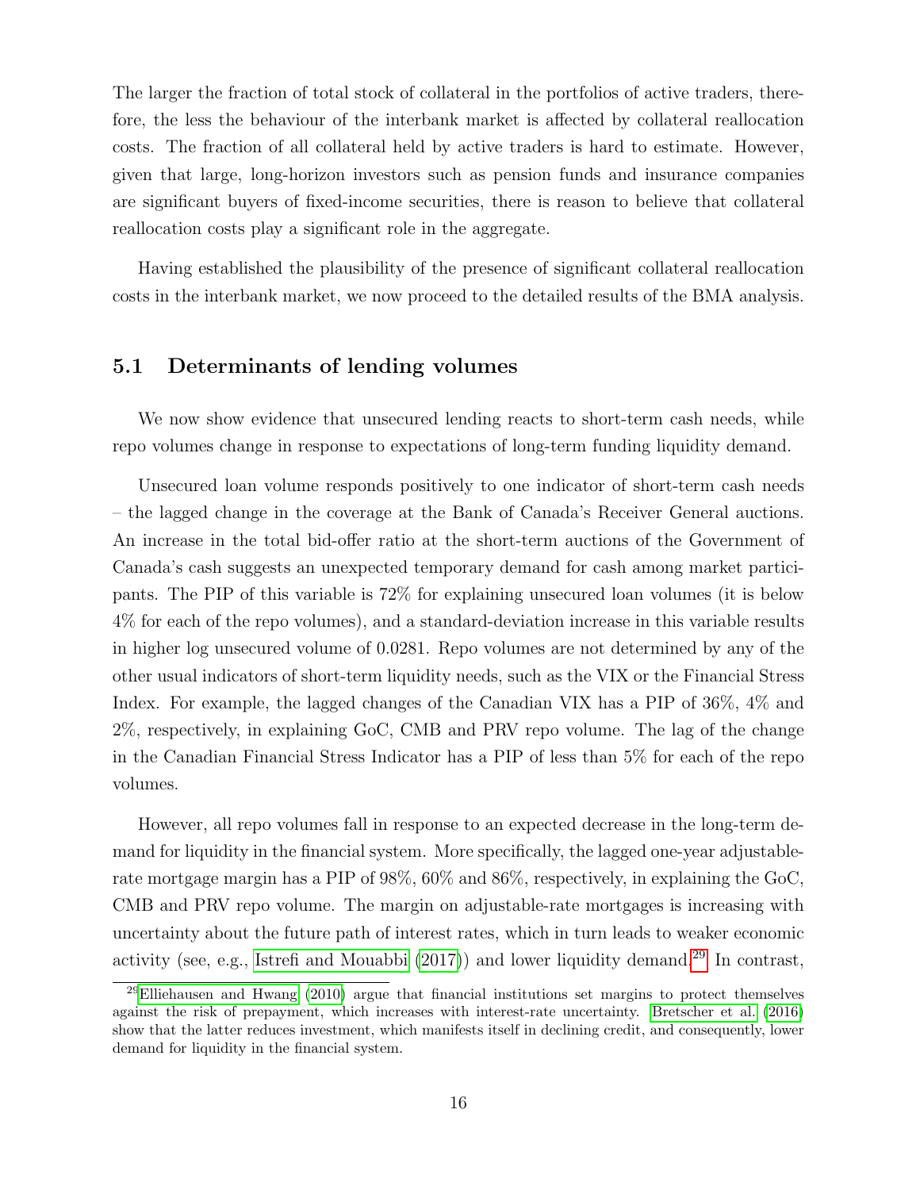The larger the fraction of total stock of collateral in the portfolios of active traders, therefore, the less the behaviour of the interbank market is affected by collateral reallocation costs. The fraction of all collateral held by active traders is hard to estimate. However, given that large, long-horizon investors such as pension funds and insurance companies are significant buyers of fixed-income securities, there is reason to believe that collateral reallocation costs play a significant role in the aggregate.

Having established the plausibility of the presence of significant collateral reallocation costs in the interbank market, we now proceed to the detailed results of the BMA analysis.

## 5.1 Determinants of lending volumes

We now show evidence that unsecured lending reacts to short-term cash needs, while repo volumes change in response to expectations of long-term funding liquidity demand.

Unsecured loan volume responds positively to one indicator of short-term cash needs – the lagged change in the coverage at the Bank of Canada's Receiver General auctions. An increase in the total bid-offer ratio at the short-term auctions of the Government of Canada's cash suggests an unexpected temporary demand for cash among market participants. The PIP of this variable is 72% for explaining unsecured loan volumes (it is below 4% for each of the repo volumes), and a standard-deviation increase in this variable results in higher log unsecured volume of 0.0281. Repo volumes are not determined by any of the other usual indicators of short-term liquidity needs, such as the VIX or the Financial Stress Index. For example, the lagged changes of the Canadian VIX has a PIP of 36%, 4% and 2%, respectively, in explaining GoC, CMB and PRV repo volume. The lag of the change in the Canadian Financial Stress Indicator has a PIP of less than 5% for each of the repo volumes.

However, all repo volumes fall in response to an expected decrease in the long-term demand for liquidity in the financial system. More specifically, the lagged one-year adjustable-rate mortgage margin has a PIP of 98%, 60% and 86%, respectively, in explaining the GoC, CMB and PRV repo volume. The margin on adjustable-rate mortgages is increasing with uncertainty about the future path of interest rates, which in turn leads to weaker economic activity (see, e.g., Istrefi and Mouabbi (2017)) and lower liquidity demand.[29] In contrast,

[29] Elliehausen and Hwang (2010) argue that financial institutions set margins to protect themselves against the risk of prepayment, which increases with interest-rate uncertainty. Bretscher et al. (2016) show that the latter reduces investment, which manifests itself in declining credit, and consequently, lower demand for liquidity in the financial system.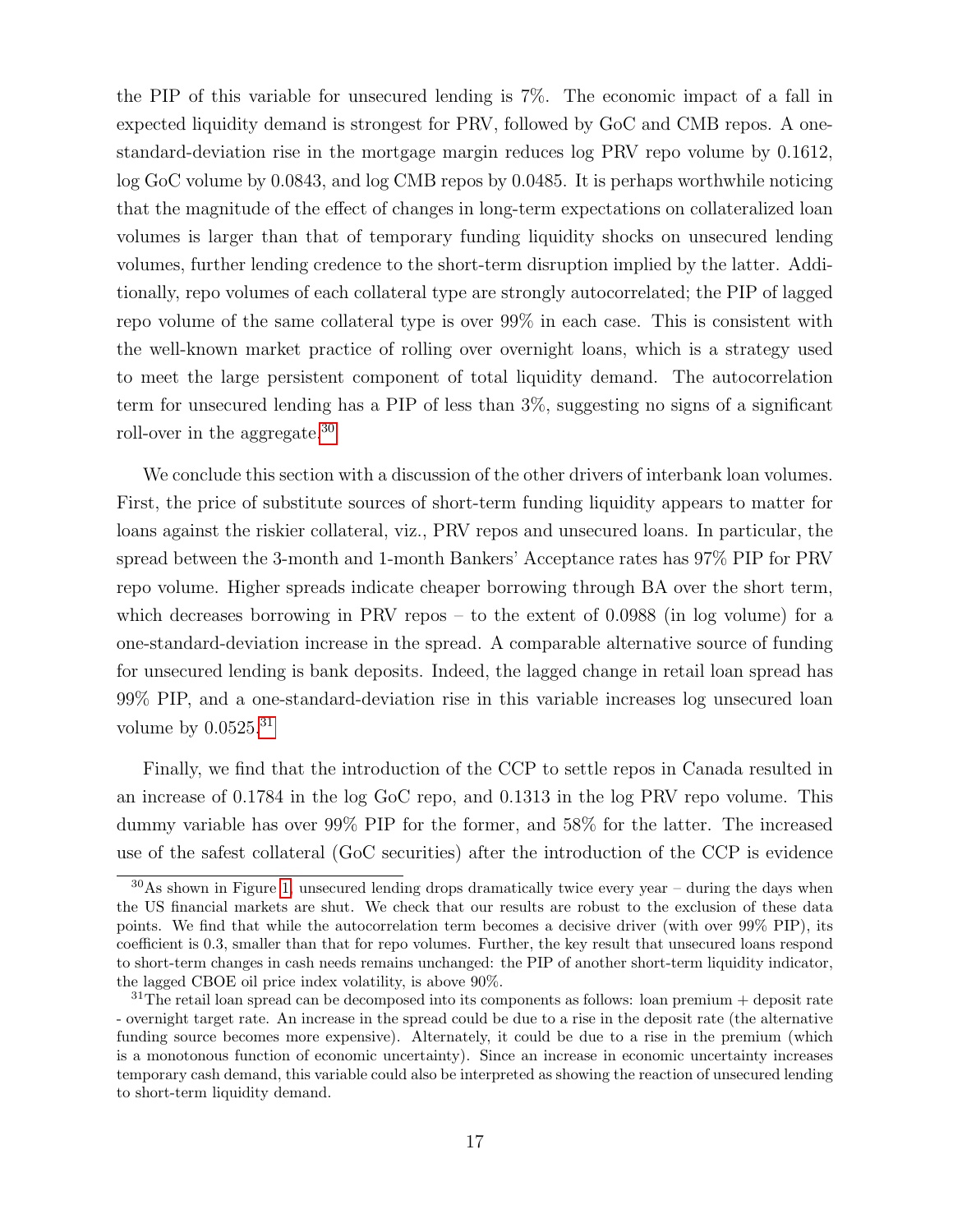the PIP of this variable for unsecured lending is 7%. The economic impact of a fall in expected liquidity demand is strongest for PRV, followed by GoC and CMB repos. A one-standard-deviation rise in the mortgage margin reduces log PRV repo volume by 0.1612, log GoC volume by 0.0843, and log CMB repos by 0.0485. It is perhaps worthwhile noticing that the magnitude of the effect of changes in long-term expectations on collateralized loan volumes is larger than that of temporary funding liquidity shocks on unsecured lending volumes, further lending credence to the short-term disruption implied by the latter. Additionally, repo volumes of each collateral type are strongly autocorrelated; the PIP of lagged repo volume of the same collateral type is over 99% in each case. This is consistent with the well-known market practice of rolling over overnight loans, which is a strategy used to meet the large persistent component of total liquidity demand. The autocorrelation term for unsecured lending has a PIP of less than 3%, suggesting no signs of a significant roll-over in the aggregate.[30]

We conclude this section with a discussion of the other drivers of interbank loan volumes. First, the price of substitute sources of short-term funding liquidity appears to matter for loans against the riskier collateral, viz., PRV repos and unsecured loans. In particular, the spread between the 3-month and 1-month Bankers' Acceptance rates has 97% PIP for PRV repo volume. Higher spreads indicate cheaper borrowing through BA over the short term, which decreases borrowing in PRV repos – to the extent of 0.0988 (in log volume) for a one-standard-deviation increase in the spread. A comparable alternative source of funding for unsecured lending is bank deposits. Indeed, the lagged change in retail loan spread has 99% PIP, and a one-standard-deviation rise in this variable increases log unsecured loan volume by 0.0525.[31]

Finally, we find that the introduction of the CCP to settle repos in Canada resulted in an increase of 0.1784 in the log GoC repo, and 0.1313 in the log PRV repo volume. This dummy variable has over 99% PIP for the former, and 58% for the latter. The increased use of the safest collateral (GoC securities) after the introduction of the CCP is evidence

[30] As shown in Figure 1, unsecured lending drops dramatically twice every year – during the days when the US financial markets are shut. We check that our results are robust to the exclusion of these data points. We find that while the autocorrelation term becomes a decisive driver (with over 99% PIP), its coefficient is 0.3, smaller than that for repo volumes. Further, the key result that unsecured loans respond to short-term changes in cash needs remains unchanged: the PIP of another short-term liquidity indicator, the lagged CBOE oil price index volatility, is above 90%.

[31] The retail loan spread can be decomposed into its components as follows: loan premium + deposit rate - overnight target rate. An increase in the spread could be due to a rise in the deposit rate (the alternative funding source becomes more expensive). Alternately, it could be due to a rise in the premium (which is a monotonous function of economic uncertainty). Since an increase in economic uncertainty increases temporary cash demand, this variable could also be interpreted as showing the reaction of unsecured lending to short-term liquidity demand.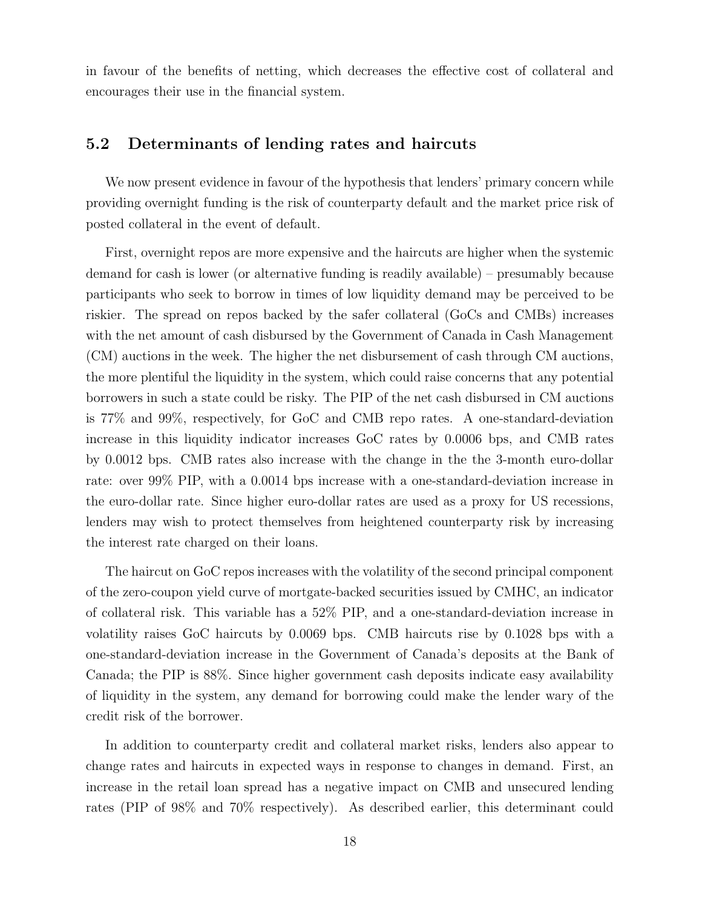in favour of the benefits of netting, which decreases the effective cost of collateral and encourages their use in the financial system.

## 5.2 Determinants of lending rates and haircuts

We now present evidence in favour of the hypothesis that lenders' primary concern while providing overnight funding is the risk of counterparty default and the market price risk of posted collateral in the event of default.

First, overnight repos are more expensive and the haircuts are higher when the systemic demand for cash is lower (or alternative funding is readily available) – presumably because participants who seek to borrow in times of low liquidity demand may be perceived to be riskier. The spread on repos backed by the safer collateral (GoCs and CMBs) increases with the net amount of cash disbursed by the Government of Canada in Cash Management (CM) auctions in the week. The higher the net disbursement of cash through CM auctions, the more plentiful the liquidity in the system, which could raise concerns that any potential borrowers in such a state could be risky. The PIP of the net cash disbursed in CM auctions is 77% and 99%, respectively, for GoC and CMB repo rates. A one-standard-deviation increase in this liquidity indicator increases GoC rates by 0.0006 bps, and CMB rates by 0.0012 bps. CMB rates also increase with the change in the the 3-month euro-dollar rate: over 99% PIP, with a 0.0014 bps increase with a one-standard-deviation increase in the euro-dollar rate. Since higher euro-dollar rates are used as a proxy for US recessions, lenders may wish to protect themselves from heightened counterparty risk by increasing the interest rate charged on their loans.

The haircut on GoC repos increases with the volatility of the second principal component of the zero-coupon yield curve of mortgate-backed securities issued by CMHC, an indicator of collateral risk. This variable has a 52% PIP, and a one-standard-deviation increase in volatility raises GoC haircuts by 0.0069 bps. CMB haircuts rise by 0.1028 bps with a one-standard-deviation increase in the Government of Canada's deposits at the Bank of Canada; the PIP is 88%. Since higher government cash deposits indicate easy availability of liquidity in the system, any demand for borrowing could make the lender wary of the credit risk of the borrower.

In addition to counterparty credit and collateral market risks, lenders also appear to change rates and haircuts in expected ways in response to changes in demand. First, an increase in the retail loan spread has a negative impact on CMB and unsecured lending rates (PIP of 98% and 70% respectively). As described earlier, this determinant could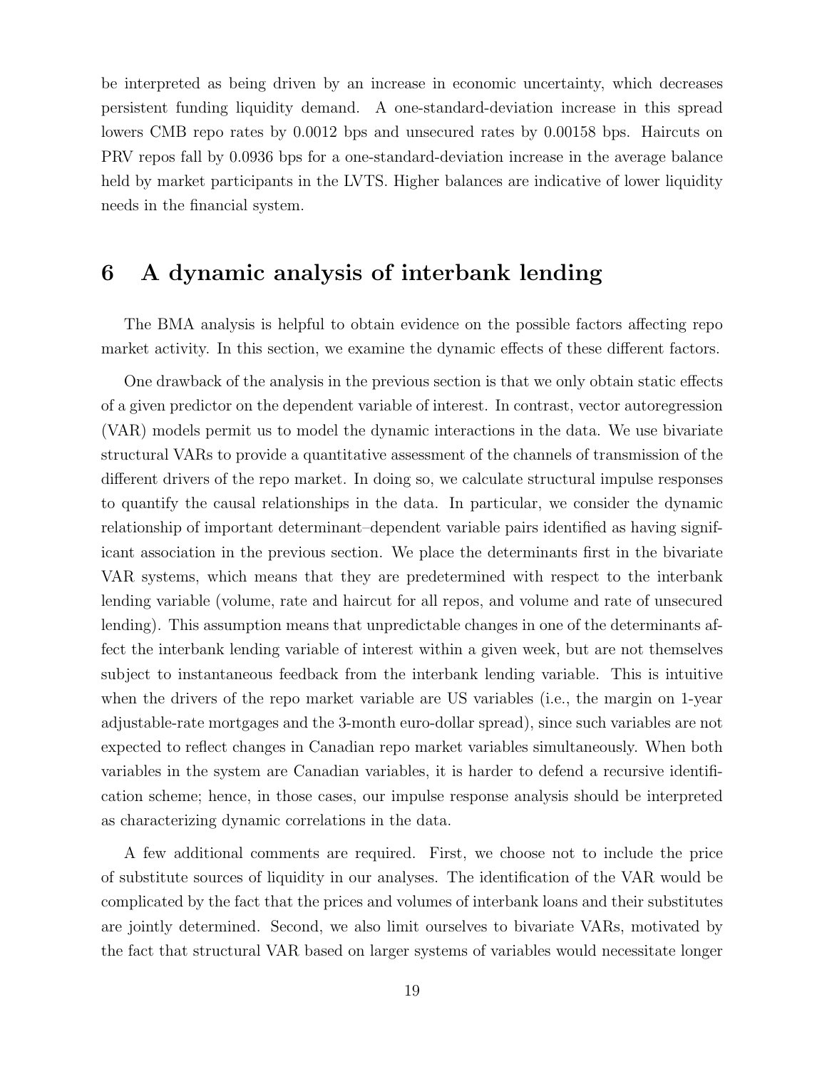be interpreted as being driven by an increase in economic uncertainty, which decreases persistent funding liquidity demand. A one-standard-deviation increase in this spread lowers CMB repo rates by 0.0012 bps and unsecured rates by 0.00158 bps. Haircuts on PRV repos fall by 0.0936 bps for a one-standard-deviation increase in the average balance held by market participants in the LVTS. Higher balances are indicative of lower liquidity needs in the financial system.

# 6 A dynamic analysis of interbank lending

The BMA analysis is helpful to obtain evidence on the possible factors affecting repo market activity. In this section, we examine the dynamic effects of these different factors.

One drawback of the analysis in the previous section is that we only obtain static effects of a given predictor on the dependent variable of interest. In contrast, vector autoregression (VAR) models permit us to model the dynamic interactions in the data. We use bivariate structural VARs to provide a quantitative assessment of the channels of transmission of the different drivers of the repo market. In doing so, we calculate structural impulse responses to quantify the causal relationships in the data. In particular, we consider the dynamic relationship of important determinant–dependent variable pairs identified as having significant association in the previous section. We place the determinants first in the bivariate VAR systems, which means that they are predetermined with respect to the interbank lending variable (volume, rate and haircut for all repos, and volume and rate of unsecured lending). This assumption means that unpredictable changes in one of the determinants affect the interbank lending variable of interest within a given week, but are not themselves subject to instantaneous feedback from the interbank lending variable. This is intuitive when the drivers of the repo market variable are US variables (i.e., the margin on 1-year adjustable-rate mortgages and the 3-month euro-dollar spread), since such variables are not expected to reflect changes in Canadian repo market variables simultaneously. When both variables in the system are Canadian variables, it is harder to defend a recursive identification scheme; hence, in those cases, our impulse response analysis should be interpreted as characterizing dynamic correlations in the data.

A few additional comments are required. First, we choose not to include the price of substitute sources of liquidity in our analyses. The identification of the VAR would be complicated by the fact that the prices and volumes of interbank loans and their substitutes are jointly determined. Second, we also limit ourselves to bivariate VARs, motivated by the fact that structural VAR based on larger systems of variables would necessitate longer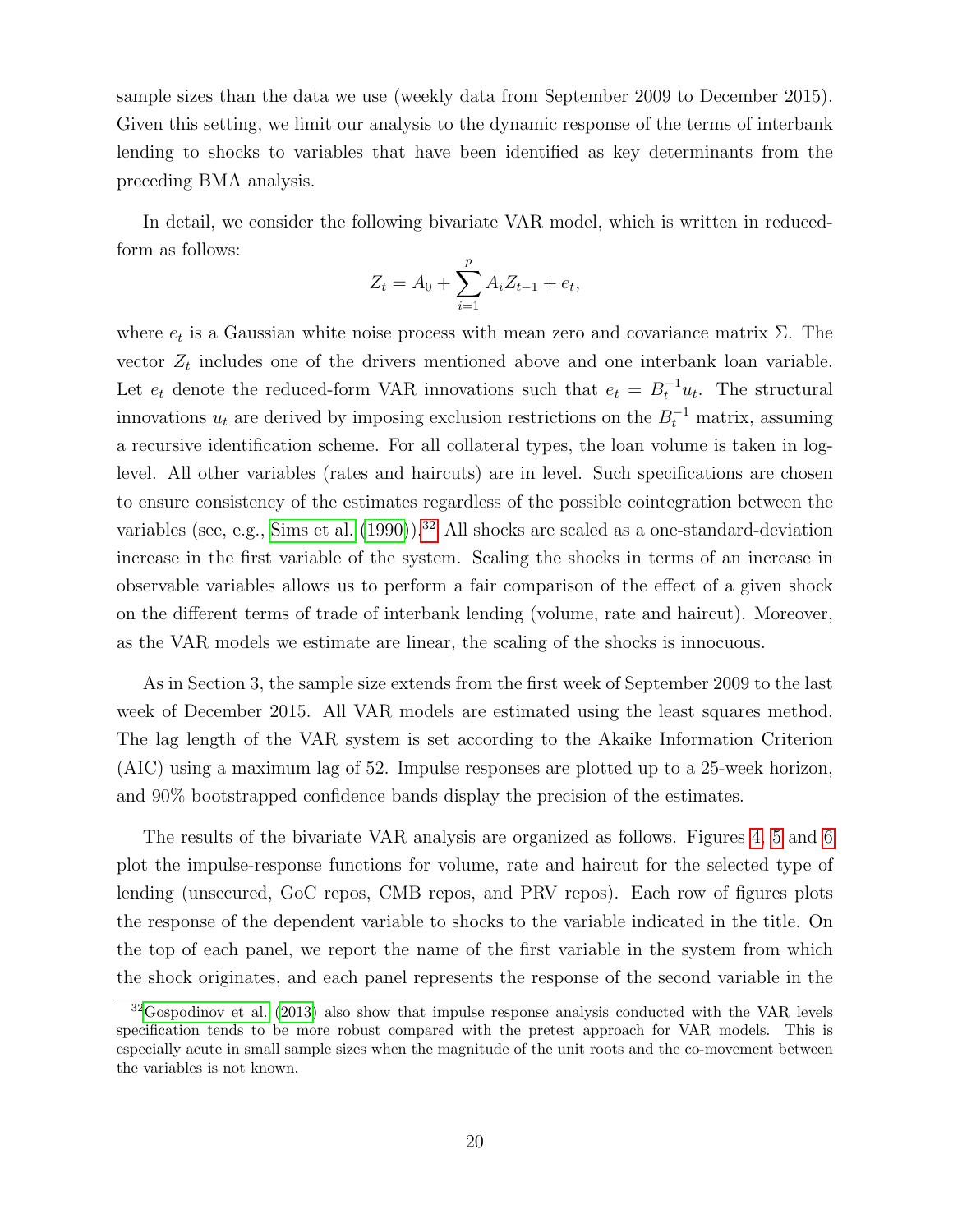sample sizes than the data we use (weekly data from September 2009 to December 2015). Given this setting, we limit our analysis to the dynamic response of the terms of interbank lending to shocks to variables that have been identified as key determinants from the preceding BMA analysis.

In detail, we consider the following bivariate VAR model, which is written in reduced-form as follows:

$$Z_t = A_0 + \sum_{i=1}^{p} A_i Z_{t-1} + e_t,$$

where $e_t$ is a Gaussian white noise process with mean zero and covariance matrix $\Sigma$. The vector $Z_t$ includes one of the drivers mentioned above and one interbank loan variable. Let $e_t$ denote the reduced-form VAR innovations such that $e_t = B_t^{-1} u_t$. The structural innovations $u_t$ are derived by imposing exclusion restrictions on the $B_t^{-1}$ matrix, assuming a recursive identification scheme. For all collateral types, the loan volume is taken in log-level. All other variables (rates and haircuts) are in level. Such specifications are chosen to ensure consistency of the estimates regardless of the possible cointegration between the variables (see, e.g., Sims et al. (1990)).[32] All shocks are scaled as a one-standard-deviation increase in the first variable of the system. Scaling the shocks in terms of an increase in observable variables allows us to perform a fair comparison of the effect of a given shock on the different terms of trade of interbank lending (volume, rate and haircut). Moreover, as the VAR models we estimate are linear, the scaling of the shocks is innocuous.

As in Section 3, the sample size extends from the first week of September 2009 to the last week of December 2015. All VAR models are estimated using the least squares method. The lag length of the VAR system is set according to the Akaike Information Criterion (AIC) using a maximum lag of 52. Impulse responses are plotted up to a 25-week horizon, and 90% bootstrapped confidence bands display the precision of the estimates.

The results of the bivariate VAR analysis are organized as follows. Figures 4, 5 and 6 plot the impulse-response functions for volume, rate and haircut for the selected type of lending (unsecured, GoC repos, CMB repos, and PRV repos). Each row of figures plots the response of the dependent variable to shocks to the variable indicated in the title. On the top of each panel, we report the name of the first variable in the system from which the shock originates, and each panel represents the response of the second variable in the

[32] Gospodinov et al. (2013) also show that impulse response analysis conducted with the VAR levels specification tends to be more robust compared with the pretest approach for VAR models. This is especially acute in small sample sizes when the magnitude of the unit roots and the co-movement between the variables is not known.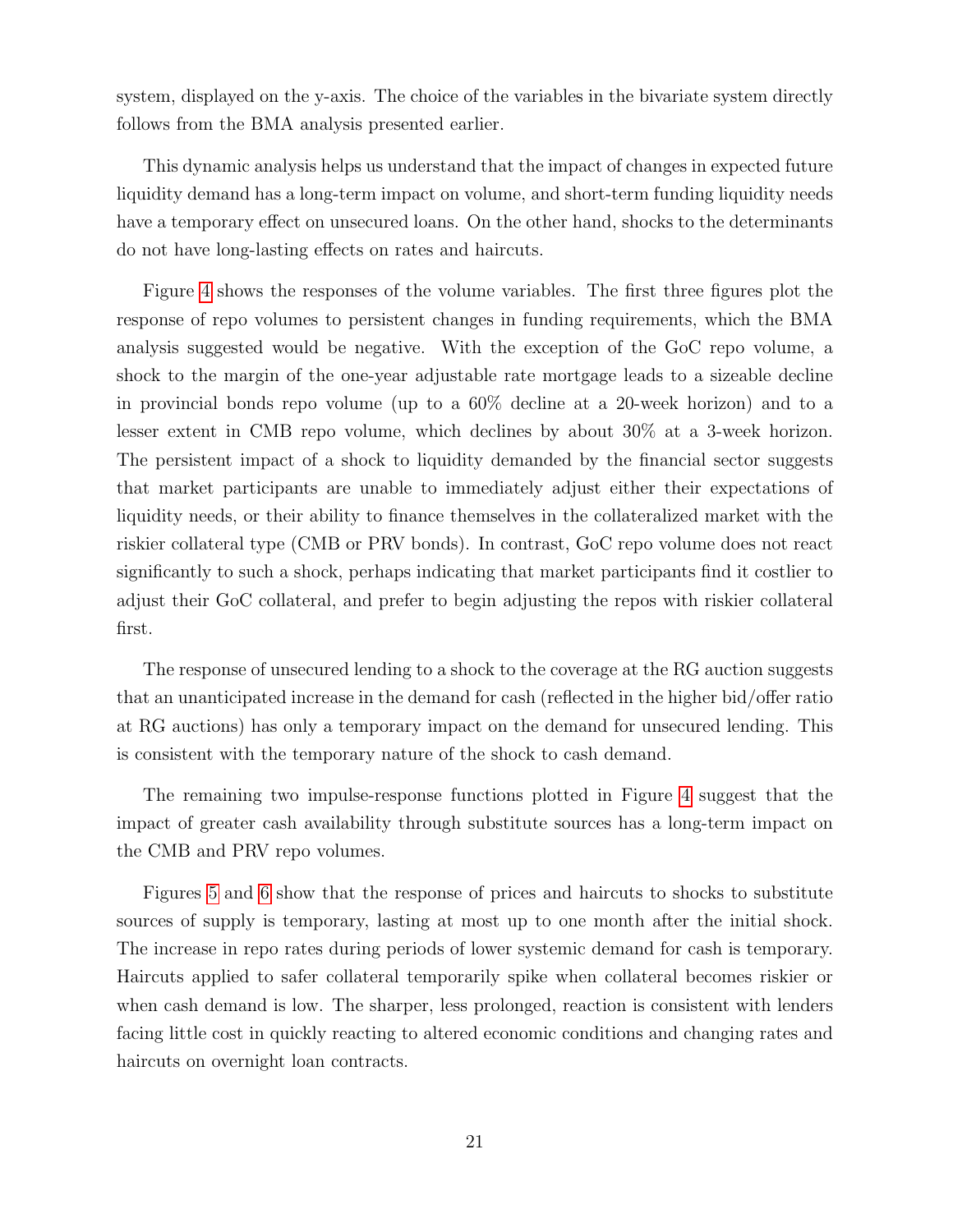system, displayed on the y-axis. The choice of the variables in the bivariate system directly follows from the BMA analysis presented earlier.

This dynamic analysis helps us understand that the impact of changes in expected future liquidity demand has a long-term impact on volume, and short-term funding liquidity needs have a temporary effect on unsecured loans. On the other hand, shocks to the determinants do not have long-lasting effects on rates and haircuts.

Figure 4 shows the responses of the volume variables. The first three figures plot the response of repo volumes to persistent changes in funding requirements, which the BMA analysis suggested would be negative. With the exception of the GoC repo volume, a shock to the margin of the one-year adjustable rate mortgage leads to a sizeable decline in provincial bonds repo volume (up to a 60% decline at a 20-week horizon) and to a lesser extent in CMB repo volume, which declines by about 30% at a 3-week horizon. The persistent impact of a shock to liquidity demanded by the financial sector suggests that market participants are unable to immediately adjust either their expectations of liquidity needs, or their ability to finance themselves in the collateralized market with the riskier collateral type (CMB or PRV bonds). In contrast, GoC repo volume does not react significantly to such a shock, perhaps indicating that market participants find it costlier to adjust their GoC collateral, and prefer to begin adjusting the repos with riskier collateral first.

The response of unsecured lending to a shock to the coverage at the RG auction suggests that an unanticipated increase in the demand for cash (reflected in the higher bid/offer ratio at RG auctions) has only a temporary impact on the demand for unsecured lending. This is consistent with the temporary nature of the shock to cash demand.

The remaining two impulse-response functions plotted in Figure 4 suggest that the impact of greater cash availability through substitute sources has a long-term impact on the CMB and PRV repo volumes.

Figures 5 and 6 show that the response of prices and haircuts to shocks to substitute sources of supply is temporary, lasting at most up to one month after the initial shock. The increase in repo rates during periods of lower systemic demand for cash is temporary. Haircuts applied to safer collateral temporarily spike when collateral becomes riskier or when cash demand is low. The sharper, less prolonged, reaction is consistent with lenders facing little cost in quickly reacting to altered economic conditions and changing rates and haircuts on overnight loan contracts.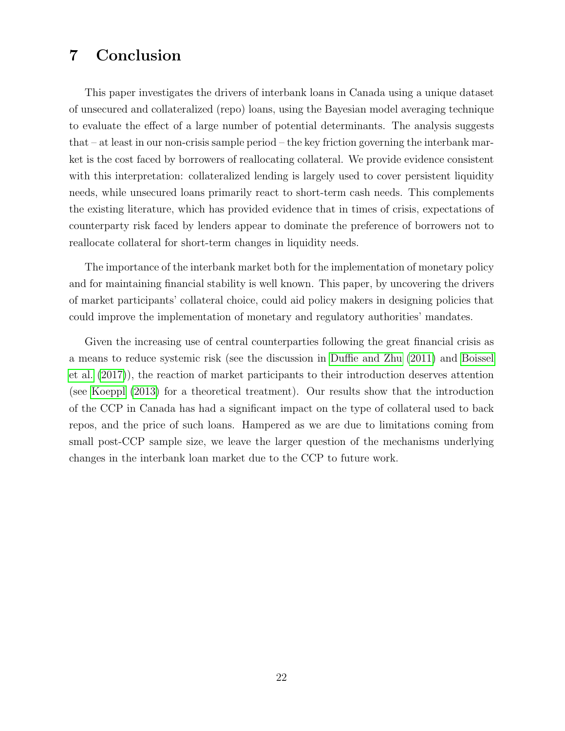# 7 Conclusion

This paper investigates the drivers of interbank loans in Canada using a unique dataset of unsecured and collateralized (repo) loans, using the Bayesian model averaging technique to evaluate the effect of a large number of potential determinants. The analysis suggests that – at least in our non-crisis sample period – the key friction governing the interbank market is the cost faced by borrowers of reallocating collateral. We provide evidence consistent with this interpretation: collateralized lending is largely used to cover persistent liquidity needs, while unsecured loans primarily react to short-term cash needs. This complements the existing literature, which has provided evidence that in times of crisis, expectations of counterparty risk faced by lenders appear to dominate the preference of borrowers not to reallocate collateral for short-term changes in liquidity needs.

The importance of the interbank market both for the implementation of monetary policy and for maintaining financial stability is well known. This paper, by uncovering the drivers of market participants' collateral choice, could aid policy makers in designing policies that could improve the implementation of monetary and regulatory authorities' mandates.

Given the increasing use of central counterparties following the great financial crisis as a means to reduce systemic risk (see the discussion in Duffie and Zhu (2011) and Boissel et al. (2017)), the reaction of market participants to their introduction deserves attention (see Koeppl (2013) for a theoretical treatment). Our results show that the introduction of the CCP in Canada has had a significant impact on the type of collateral used to back repos, and the price of such loans. Hampered as we are due to limitations coming from small post-CCP sample size, we leave the larger question of the mechanisms underlying changes in the interbank loan market due to the CCP to future work.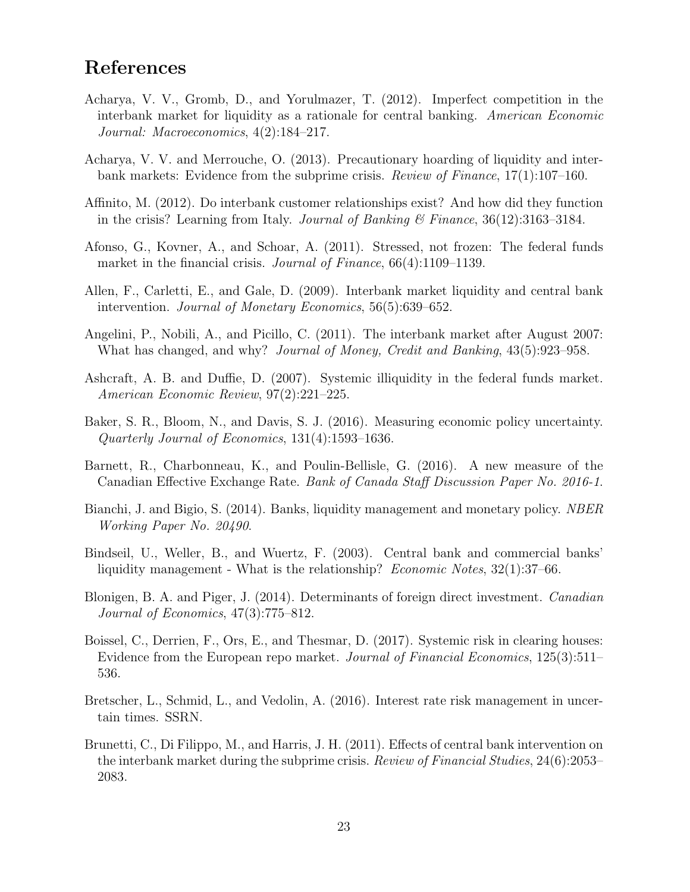# References

Acharya, V. V., Gromb, D., and Yorulmazer, T. (2012). Imperfect competition in the interbank market for liquidity as a rationale for central banking. *American Economic Journal: Macroeconomics*, 4(2):184–217.

Acharya, V. V. and Merrouche, O. (2013). Precautionary hoarding of liquidity and interbank markets: Evidence from the subprime crisis. *Review of Finance*, 17(1):107–160.

Affinito, M. (2012). Do interbank customer relationships exist? And how did they function in the crisis? Learning from Italy. *Journal of Banking & Finance*, 36(12):3163–3184.

Afonso, G., Kovner, A., and Schoar, A. (2011). Stressed, not frozen: The federal funds market in the financial crisis. *Journal of Finance*, 66(4):1109–1139.

Allen, F., Carletti, E., and Gale, D. (2009). Interbank market liquidity and central bank intervention. *Journal of Monetary Economics*, 56(5):639–652.

Angelini, P., Nobili, A., and Picillo, C. (2011). The interbank market after August 2007: What has changed, and why? *Journal of Money, Credit and Banking*, 43(5):923–958.

Ashcraft, A. B. and Duffie, D. (2007). Systemic illiquidity in the federal funds market. *American Economic Review*, 97(2):221–225.

Baker, S. R., Bloom, N., and Davis, S. J. (2016). Measuring economic policy uncertainty. *Quarterly Journal of Economics*, 131(4):1593–1636.

Barnett, R., Charbonneau, K., and Poulin-Bellisle, G. (2016). A new measure of the Canadian Effective Exchange Rate. *Bank of Canada Staff Discussion Paper No. 2016-1*.

Bianchi, J. and Bigio, S. (2014). Banks, liquidity management and monetary policy. *NBER Working Paper No. 20490*.

Bindseil, U., Weller, B., and Wuertz, F. (2003). Central bank and commercial banks' liquidity management - What is the relationship? *Economic Notes*, 32(1):37–66.

Blonigen, B. A. and Piger, J. (2014). Determinants of foreign direct investment. *Canadian Journal of Economics*, 47(3):775–812.

Boissel, C., Derrien, F., Ors, E., and Thesmar, D. (2017). Systemic risk in clearing houses: Evidence from the European repo market. *Journal of Financial Economics*, 125(3):511–536.

Bretscher, L., Schmid, L., and Vedolin, A. (2016). Interest rate risk management in uncertain times. SSRN.

Brunetti, C., Di Filippo, M., and Harris, J. H. (2011). Effects of central bank intervention on the interbank market during the subprime crisis. *Review of Financial Studies*, 24(6):2053–2083.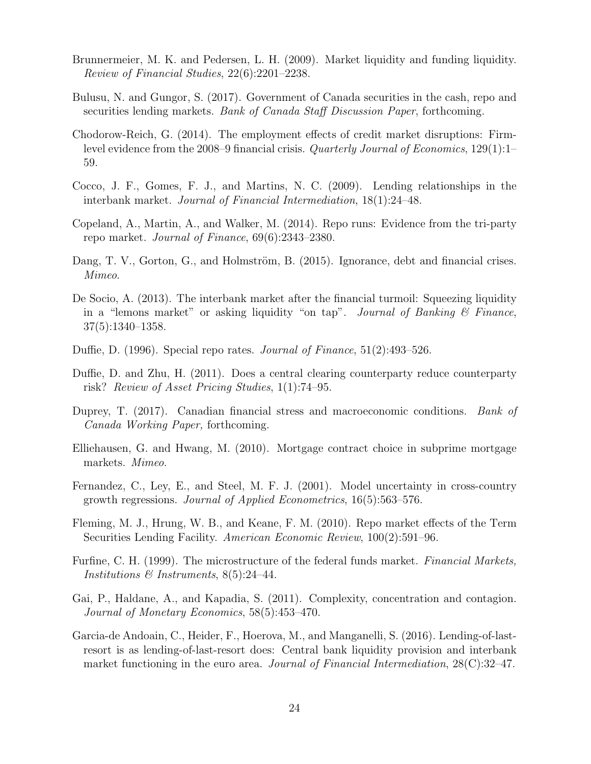Brunnermeier, M. K. and Pedersen, L. H. (2009). Market liquidity and funding liquidity. *Review of Financial Studies*, 22(6):2201–2238.

Bulusu, N. and Gungor, S. (2017). Government of Canada securities in the cash, repo and securities lending markets. *Bank of Canada Staff Discussion Paper*, forthcoming.

Chodorow-Reich, G. (2014). The employment effects of credit market disruptions: Firm-level evidence from the 2008–9 financial crisis. *Quarterly Journal of Economics*, 129(1):1–59.

Cocco, J. F., Gomes, F. J., and Martins, N. C. (2009). Lending relationships in the interbank market. *Journal of Financial Intermediation*, 18(1):24–48.

Copeland, A., Martin, A., and Walker, M. (2014). Repo runs: Evidence from the tri-party repo market. *Journal of Finance*, 69(6):2343–2380.

Dang, T. V., Gorton, G., and Holmström, B. (2015). Ignorance, debt and financial crises. *Mimeo*.

De Socio, A. (2013). The interbank market after the financial turmoil: Squeezing liquidity in a "lemons market" or asking liquidity "on tap". *Journal of Banking & Finance*, 37(5):1340–1358.

Duffie, D. (1996). Special repo rates. *Journal of Finance*, 51(2):493–526.

Duffie, D. and Zhu, H. (2011). Does a central clearing counterparty reduce counterparty risk? *Review of Asset Pricing Studies*, 1(1):74–95.

Duprey, T. (2017). Canadian financial stress and macroeconomic conditions. *Bank of Canada Working Paper,* forthcoming.

Elliehausen, G. and Hwang, M. (2010). Mortgage contract choice in subprime mortgage markets. *Mimeo*.

Fernandez, C., Ley, E., and Steel, M. F. J. (2001). Model uncertainty in cross-country growth regressions. *Journal of Applied Econometrics*, 16(5):563–576.

Fleming, M. J., Hrung, W. B., and Keane, F. M. (2010). Repo market effects of the Term Securities Lending Facility. *American Economic Review*, 100(2):591–96.

Furfine, C. H. (1999). The microstructure of the federal funds market. *Financial Markets, Institutions & Instruments*, 8(5):24–44.

Gai, P., Haldane, A., and Kapadia, S. (2011). Complexity, concentration and contagion. *Journal of Monetary Economics*, 58(5):453–470.

Garcia-de Andoain, C., Heider, F., Hoerova, M., and Manganelli, S. (2016). Lending-of-last-resort is as lending-of-last-resort does: Central bank liquidity provision and interbank market functioning in the euro area. *Journal of Financial Intermediation*, 28(C):32–47.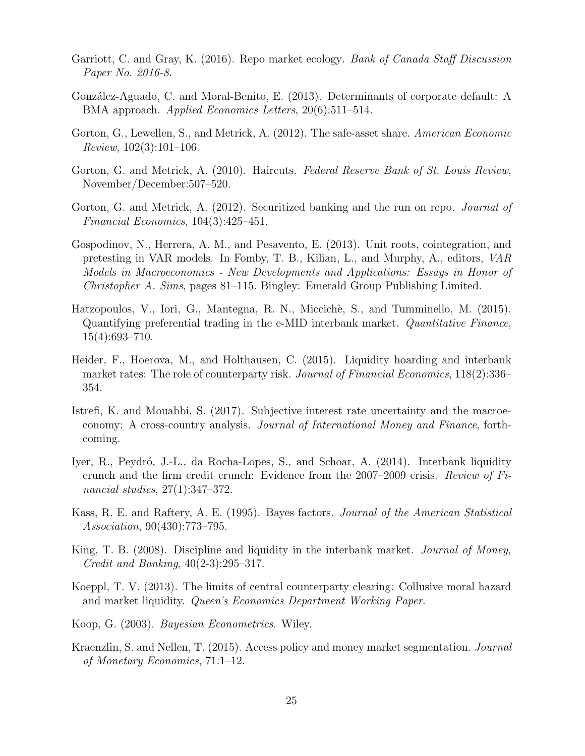Garriott, C. and Gray, K. (2016). Repo market ecology. *Bank of Canada Staff Discussion Paper No. 2016-8*.

González-Aguado, C. and Moral-Benito, E. (2013). Determinants of corporate default: A BMA approach. *Applied Economics Letters*, 20(6):511–514.

Gorton, G., Lewellen, S., and Metrick, A. (2012). The safe-asset share. *American Economic Review*, 102(3):101–106.

Gorton, G. and Metrick, A. (2010). Haircuts. *Federal Reserve Bank of St. Louis Review*, November/December:507–520.

Gorton, G. and Metrick, A. (2012). Securitized banking and the run on repo. *Journal of Financial Economics*, 104(3):425–451.

Gospodinov, N., Herrera, A. M., and Pesavento, E. (2013). Unit roots, cointegration, and pretesting in VAR models. In Fomby, T. B., Kilian, L., and Murphy, A., editors, *VAR Models in Macroeconomics - New Developments and Applications: Essays in Honor of Christopher A. Sims*, pages 81–115. Bingley: Emerald Group Publishing Limited.

Hatzopoulos, V., Iori, G., Mantegna, R. N., Miccichè, S., and Tumminello, M. (2015). Quantifying preferential trading in the e-MID interbank market. *Quantitative Finance*, 15(4):693–710.

Heider, F., Hoerova, M., and Holthausen, C. (2015). Liquidity hoarding and interbank market rates: The role of counterparty risk. *Journal of Financial Economics*, 118(2):336–354.

Istrefi, K. and Mouabbi, S. (2017). Subjective interest rate uncertainty and the macroeconomy: A cross-country analysis. *Journal of International Money and Finance*, forthcoming.

Iyer, R., Peydró, J.-L., da Rocha-Lopes, S., and Schoar, A. (2014). Interbank liquidity crunch and the firm credit crunch: Evidence from the 2007–2009 crisis. *Review of Financial studies*, 27(1):347–372.

Kass, R. E. and Raftery, A. E. (1995). Bayes factors. *Journal of the American Statistical Association*, 90(430):773–795.

King, T. B. (2008). Discipline and liquidity in the interbank market. *Journal of Money, Credit and Banking*, 40(2-3):295–317.

Koeppl, T. V. (2013). The limits of central counterparty clearing: Collusive moral hazard and market liquidity. *Queen's Economics Department Working Paper*.

Koop, G. (2003). *Bayesian Econometrics*. Wiley.

Kraenzlin, S. and Nellen, T. (2015). Access policy and money market segmentation. *Journal of Monetary Economics*, 71:1–12.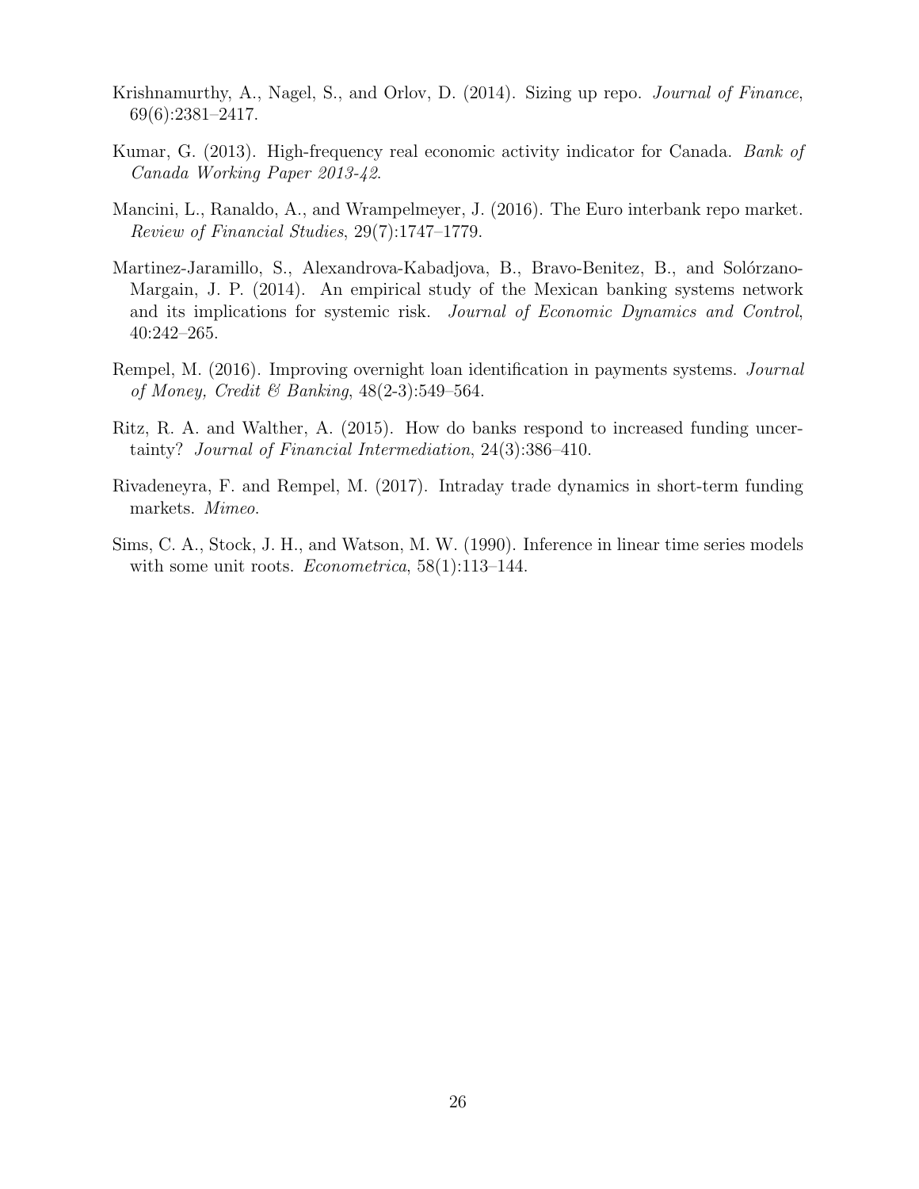Krishnamurthy, A., Nagel, S., and Orlov, D. (2014). Sizing up repo. *Journal of Finance*, 69(6):2381–2417.

Kumar, G. (2013). High-frequency real economic activity indicator for Canada. *Bank of Canada Working Paper 2013-42*.

Mancini, L., Ranaldo, A., and Wrampelmeyer, J. (2016). The Euro interbank repo market. *Review of Financial Studies*, 29(7):1747–1779.

Martinez-Jaramillo, S., Alexandrova-Kabadjova, B., Bravo-Benitez, B., and Solórzano-Margain, J. P. (2014). An empirical study of the Mexican banking systems network and its implications for systemic risk. *Journal of Economic Dynamics and Control*, 40:242–265.

Rempel, M. (2016). Improving overnight loan identification in payments systems. *Journal of Money, Credit & Banking*, 48(2-3):549–564.

Ritz, R. A. and Walther, A. (2015). How do banks respond to increased funding uncertainty? *Journal of Financial Intermediation*, 24(3):386–410.

Rivadeneyra, F. and Rempel, M. (2017). Intraday trade dynamics in short-term funding markets. *Mimeo*.

Sims, C. A., Stock, J. H., and Watson, M. W. (1990). Inference in linear time series models with some unit roots. *Econometrica*, 58(1):113–144.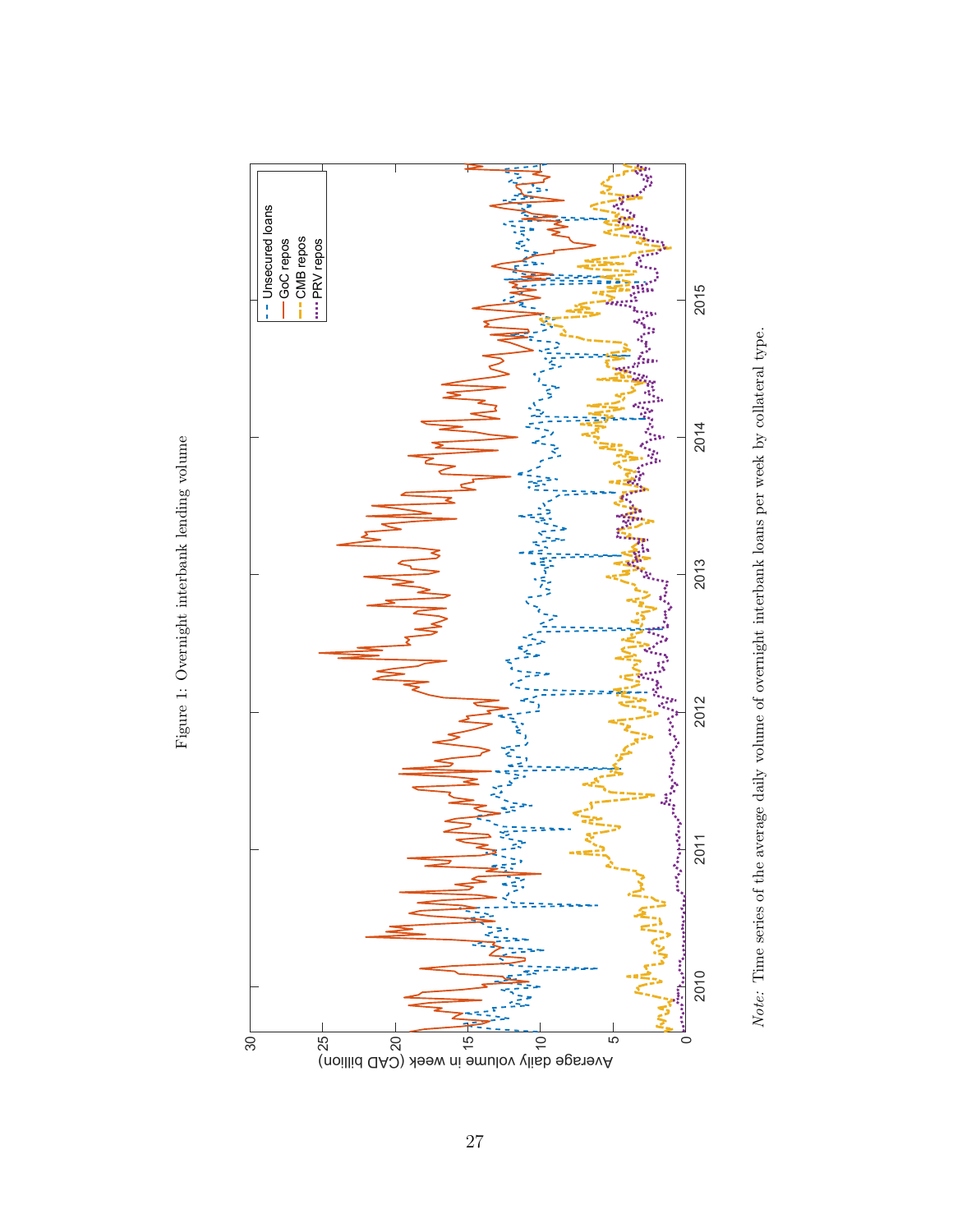Figure 1: Overnight interbank lending volume

*Note:* Time series of the average daily volume of overnight interbank loans per week by collateral type.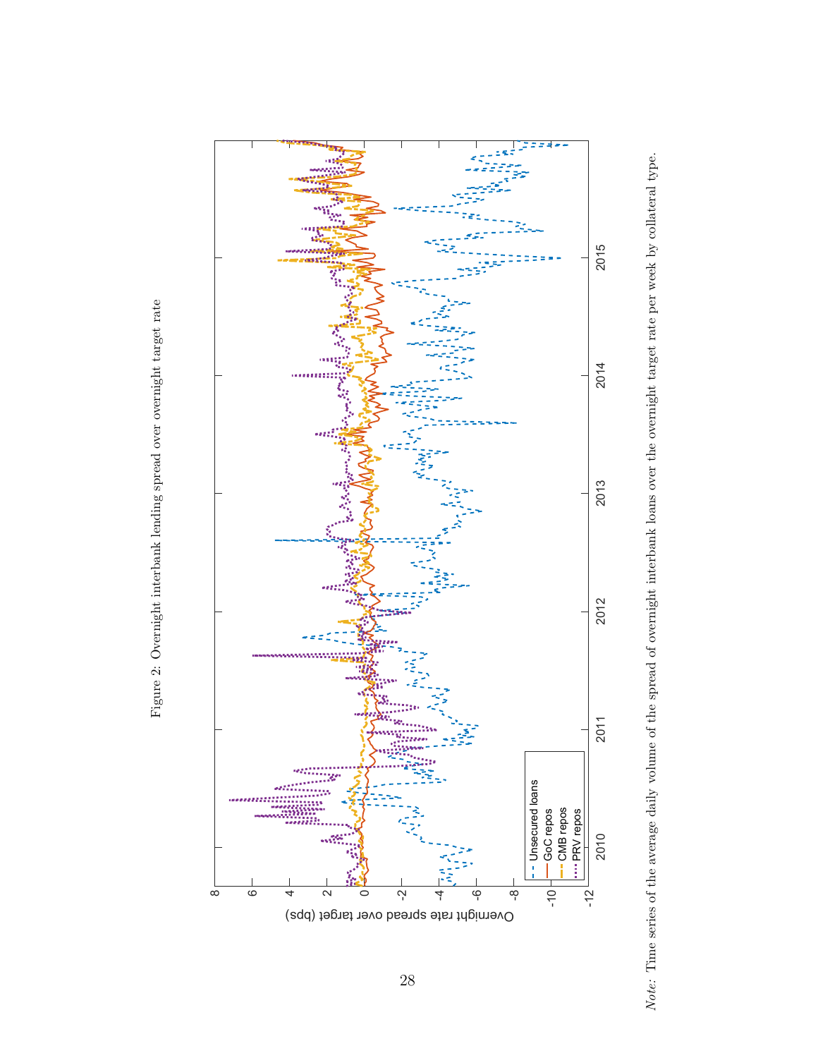Figure 2: Overnight interbank lending spread over overnight target rate

*Note:* Time series of the average daily volume of the spread of overnight interbank loans over the overnight target rate per week by collateral type.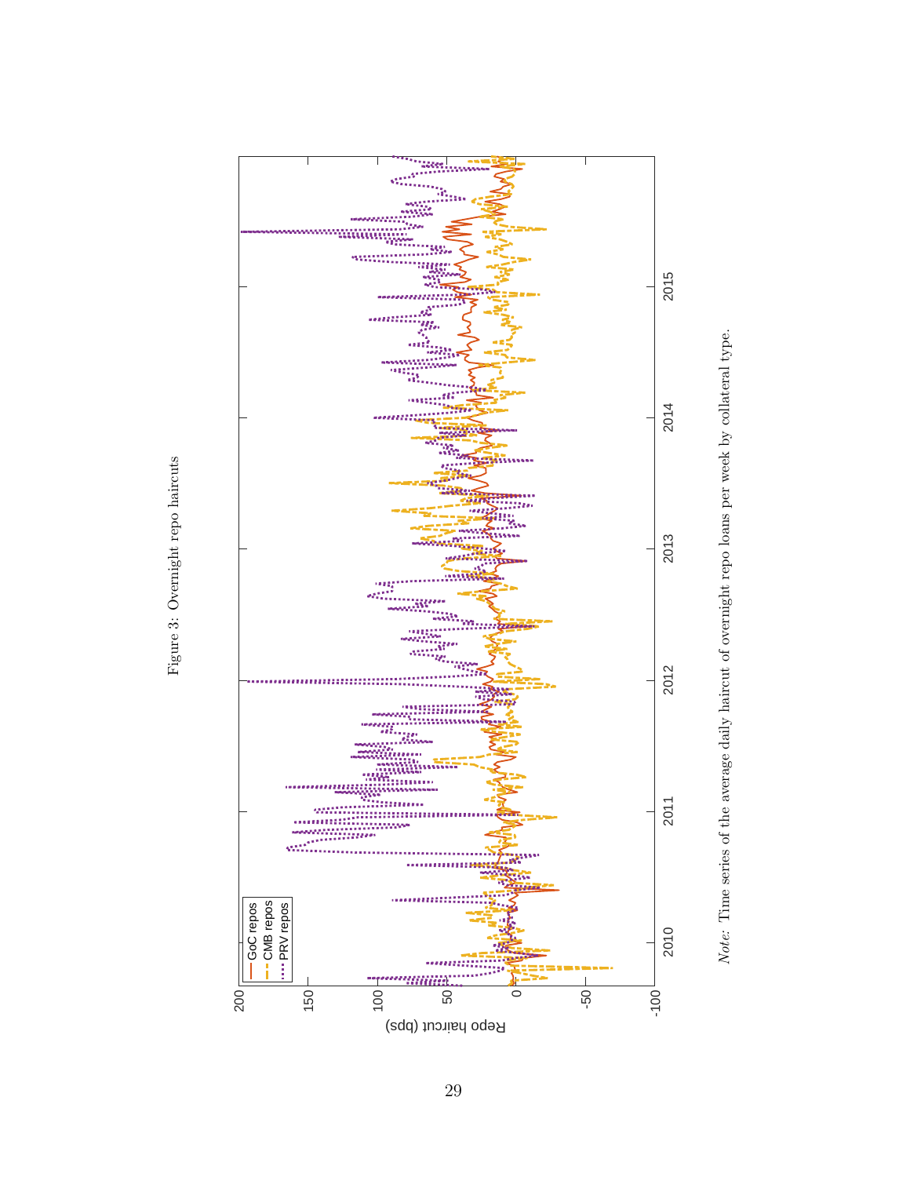Figure 3: Overnight repo haircuts

*Note:* Time series of the average daily haircut of overnight repo loans per week by collateral type.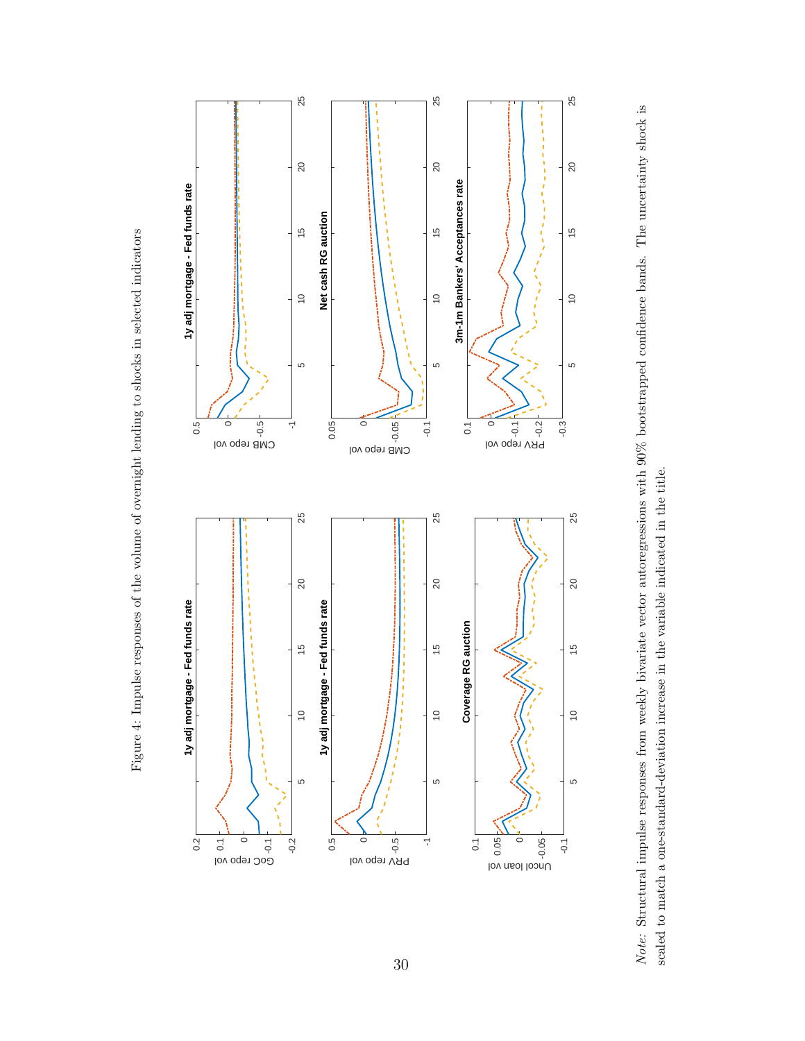Figure 4: Impulse responses of the volume of overnight lending to shocks in selected indicators

*Note:* Structural impulse responses from weekly bivariate vector autoregressions with 90% bootstrapped confidence bands. The uncertainty shock is scaled to match a one-standard-deviation increase in the variable indicated in the title.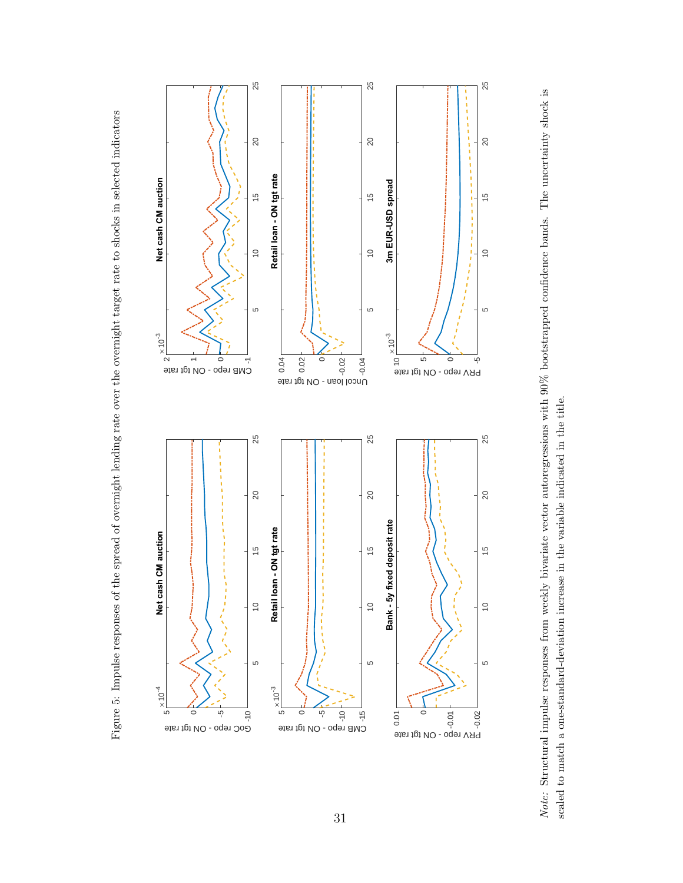Figure 5: Impulse responses of the spread of overnight lending rate over the overnight target rate to shocks in selected indicators

*Note:* Structural impulse responses from weekly bivariate vector autoregressions with 90% bootstrapped confidence bands. The uncertainty shock is scaled to match a one-standard-deviation increase in the variable indicated in the title.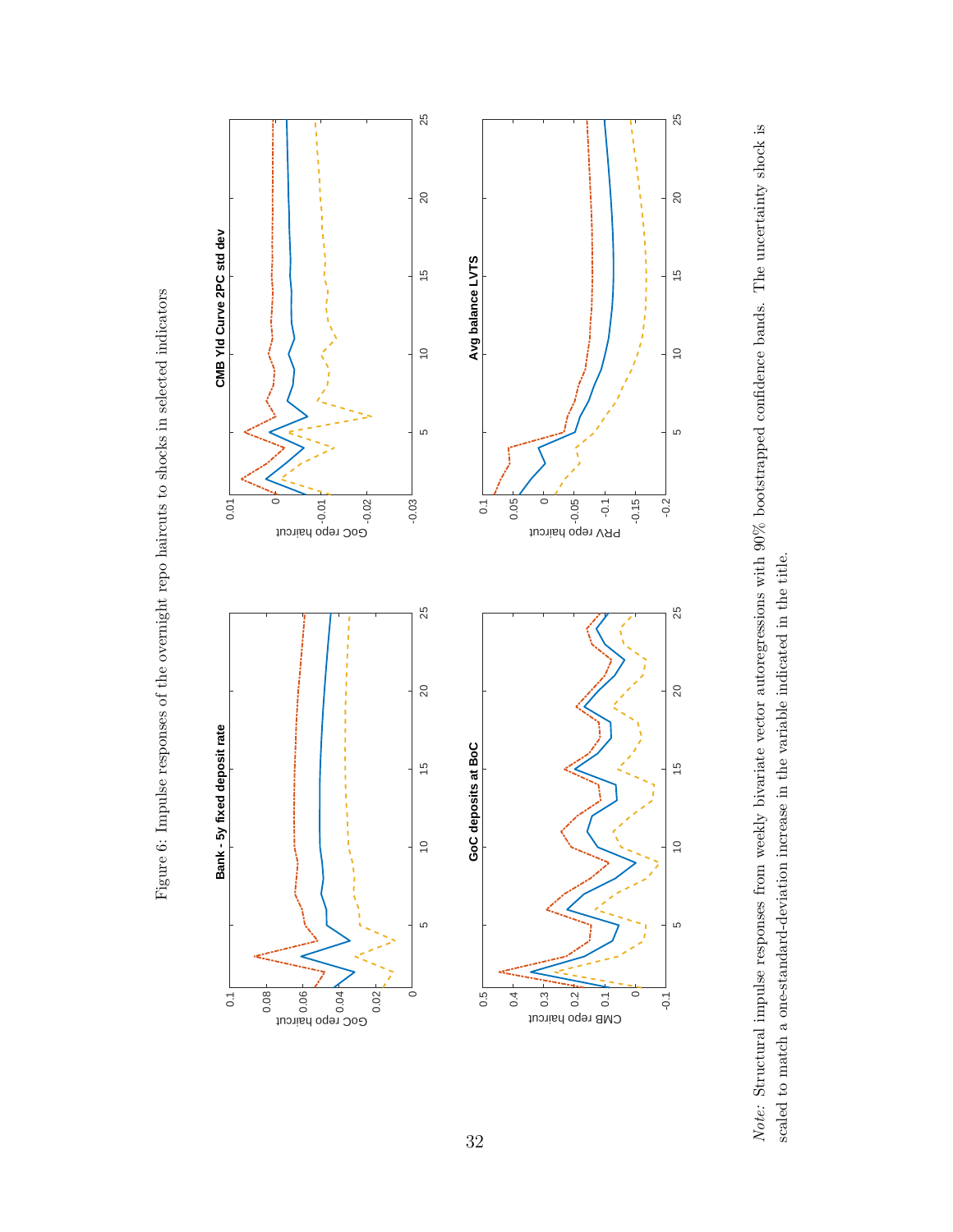Figure 6: Impulse responses of the overnight repo haircuts to shocks in selected indicators

*Note:* Structural impulse responses from weekly bivariate vector autoregressions with 90% bootstrapped confidence bands. The uncertainty shock is scaled to match a one-standard-deviation increase in the variable indicated in the title.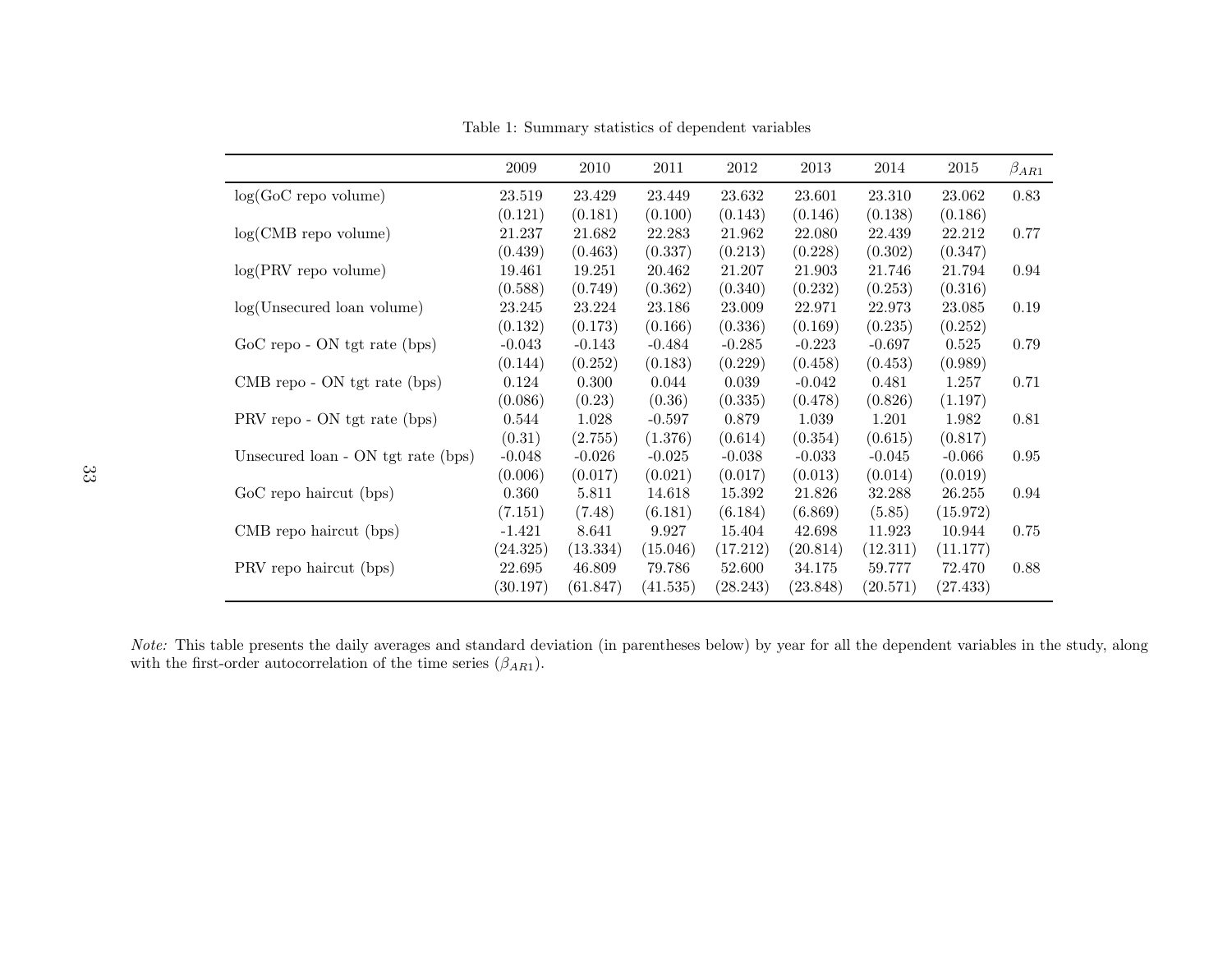Table 1: Summary statistics of dependent variables

| | 2009 | 2010 | 2011 | 2012 | 2013 | 2014 | 2015 | $\beta_{AR1}$ |
|---|---|---|---|---|---|---|---|---|
| log(GoC repo volume) | 23.519 | 23.429 | 23.449 | 23.632 | 23.601 | 23.310 | 23.062 | 0.83 |
| | (0.121) | (0.181) | (0.100) | (0.143) | (0.146) | (0.138) | (0.186) | |
| log(CMB repo volume) | 21.237 | 21.682 | 22.283 | 21.962 | 22.080 | 22.439 | 22.212 | 0.77 |
| | (0.439) | (0.463) | (0.337) | (0.213) | (0.228) | (0.302) | (0.347) | |
| log(PRV repo volume) | 19.461 | 19.251 | 20.462 | 21.207 | 21.903 | 21.746 | 21.794 | 0.94 |
| | (0.588) | (0.749) | (0.362) | (0.340) | (0.232) | (0.253) | (0.316) | |
| log(Unsecured loan volume) | 23.245 | 23.224 | 23.186 | 23.009 | 22.971 | 22.973 | 23.085 | 0.19 |
| | (0.132) | (0.173) | (0.166) | (0.336) | (0.169) | (0.235) | (0.252) | |
| GoC repo - ON tgt rate (bps) | -0.043 | -0.143 | -0.484 | -0.285 | -0.223 | -0.697 | 0.525 | 0.79 |
| | (0.144) | (0.252) | (0.183) | (0.229) | (0.458) | (0.453) | (0.989) | |
| CMB repo - ON tgt rate (bps) | 0.124 | 0.300 | 0.044 | 0.039 | -0.042 | 0.481 | 1.257 | 0.71 |
| | (0.086) | (0.23) | (0.36) | (0.335) | (0.478) | (0.826) | (1.197) | |
| PRV repo - ON tgt rate (bps) | 0.544 | 1.028 | -0.597 | 0.879 | 1.039 | 1.201 | 1.982 | 0.81 |
| | (0.31) | (2.755) | (1.376) | (0.614) | (0.354) | (0.615) | (0.817) | |
| Unsecured loan - ON tgt rate (bps) | -0.048 | -0.026 | -0.025 | -0.038 | -0.033 | -0.045 | -0.066 | 0.95 |
| | (0.006) | (0.017) | (0.021) | (0.017) | (0.013) | (0.014) | (0.019) | |
| GoC repo haircut (bps) | 0.360 | 5.811 | 14.618 | 15.392 | 21.826 | 32.288 | 26.255 | 0.94 |
| | (7.151) | (7.48) | (6.181) | (6.184) | (6.869) | (5.85) | (15.972) | |
| CMB repo haircut (bps) | -1.421 | 8.641 | 9.927 | 15.404 | 42.698 | 11.923 | 10.944 | 0.75 |
| | (24.325) | (13.334) | (15.046) | (17.212) | (20.814) | (12.311) | (11.177) | |
| PRV repo haircut (bps) | 22.695 | 46.809 | 79.786 | 52.600 | 34.175 | 59.777 | 72.470 | 0.88 |
| | (30.197) | (61.847) | (41.535) | (28.243) | (23.848) | (20.571) | (27.433) | |

*Note:* This table presents the daily averages and standard deviation (in parentheses below) by year for all the dependent variables in the study, along with the first-order autocorrelation of the time series ($\beta_{AR1}$).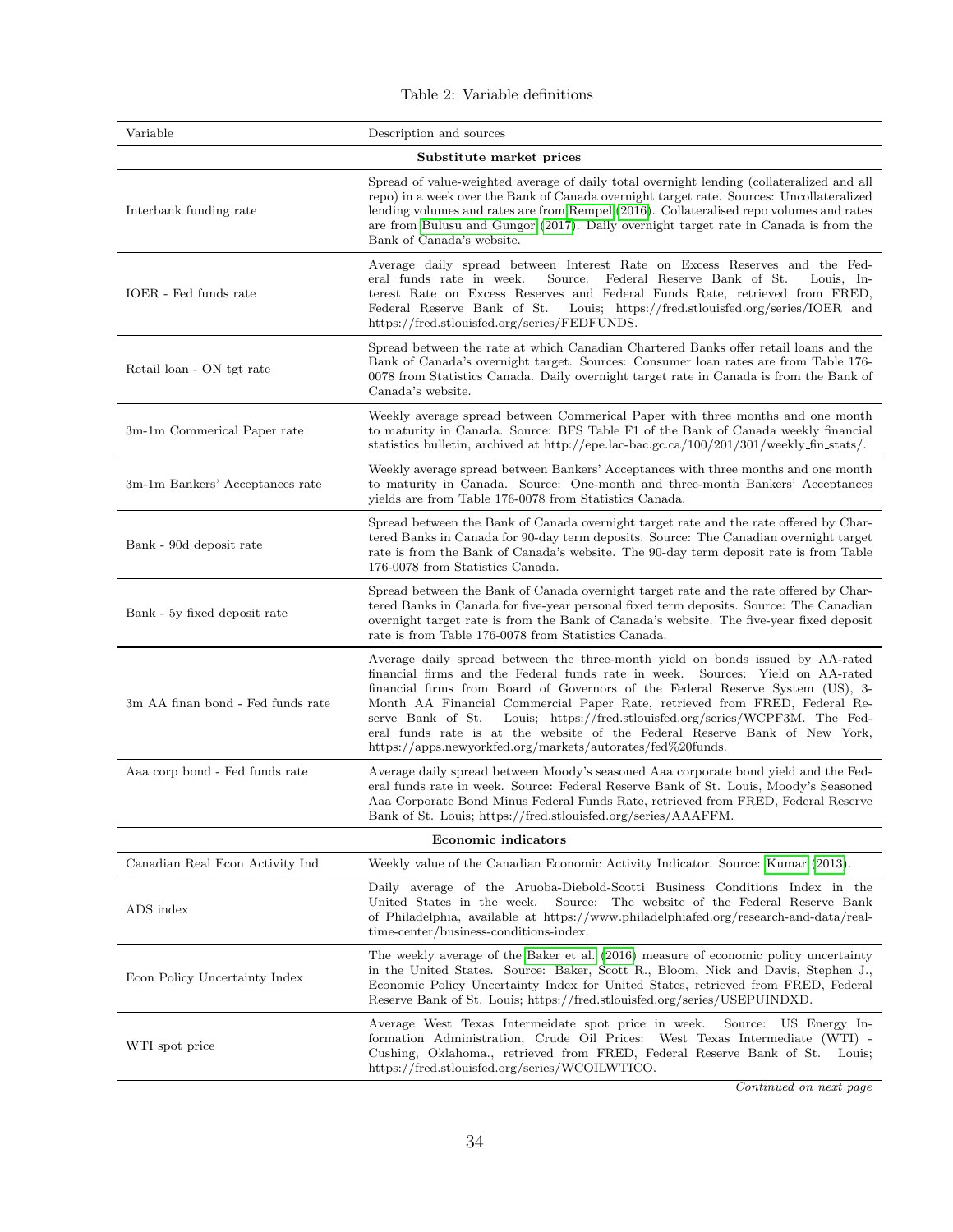Table 2: Variable definitions

| Variable | Description and sources |
|---|---|
| **Substitute market prices** | |
| Interbank funding rate | Spread of value-weighted average of daily total overnight lending (collateralized and all repo) in a week over the Bank of Canada overnight target rate. Sources: Uncollateralized lending volumes and rates are from Rempel (2016). Collateralised repo volumes and rates are from Bulusu and Gungor (2017). Daily overnight target rate in Canada is from the Bank of Canada's website. |
| IOER - Fed funds rate | Average daily spread between Interest Rate on Excess Reserves and the Federal funds rate in week. Source: Federal Reserve Bank of St. Louis, Interest Rate on Excess Reserves and Federal Funds Rate, retrieved from FRED, Federal Reserve Bank of St. Louis; https://fred.stlouisfed.org/series/IOER and https://fred.stlouisfed.org/series/FEDFUNDS. |
| Retail loan - ON tgt rate | Spread between the rate at which Canadian Chartered Banks offer retail loans and the Bank of Canada's overnight target. Sources: Consumer loan rates are from Table 176-0078 from Statistics Canada. Daily overnight target rate in Canada is from the Bank of Canada's website. |
| 3m-1m Commerical Paper rate | Weekly average spread between Commerical Paper with three months and one month to maturity in Canada. Source: BFS Table F1 of the Bank of Canada weekly financial statistics bulletin, archived at http://epe.lac-bac.gc.ca/100/201/301/weekly_fin_stats/. |
| 3m-1m Bankers' Acceptances rate | Weekly average spread between Bankers' Acceptances with three months and one month to maturity in Canada. Source: One-month and three-month Bankers' Acceptances yields are from Table 176-0078 from Statistics Canada. |
| Bank - 90d deposit rate | Spread between the Bank of Canada overnight target rate and the rate offered by Chartered Banks in Canada for 90-day term deposits. Source: The Canadian overnight target rate is from the Bank of Canada's website. The 90-day term deposit rate is from Table 176-0078 from Statistics Canada. |
| Bank - 5y fixed deposit rate | Spread between the Bank of Canada overnight target rate and the rate offered by Chartered Banks in Canada for five-year personal fixed term deposits. Source: The Canadian overnight target rate is from the Bank of Canada's website. The five-year fixed deposit rate is from Table 176-0078 from Statistics Canada. |
| 3m AA finan bond - Fed funds rate | Average daily spread between the three-month yield on bonds issued by AA-rated financial firms and the Federal funds rate in week. Sources: Yield on AA-rated financial firms from Board of Governors of the Federal Reserve System (US), 3-Month AA Financial Commercial Paper Rate, retrieved from FRED, Federal Reserve Bank of St. Louis; https://fred.stlouisfed.org/series/WCPF3M. The Federal funds rate is at the website of the Federal Reserve Bank of New York, https://apps.newyorkfed.org/markets/autorates/fed%20funds. |
| Aaa corp bond - Fed funds rate | Average daily spread between Moody's seasoned Aaa corporate bond yield and the Federal funds rate in week. Source: Federal Reserve Bank of St. Louis, Moody's Seasoned Aaa Corporate Bond Minus Federal Funds Rate, retrieved from FRED, Federal Reserve Bank of St. Louis; https://fred.stlouisfed.org/series/AAAFFM. |
| **Economic indicators** | |
| Canadian Real Econ Activity Ind | Weekly value of the Canadian Economic Activity Indicator. Source: Kumar (2013). |
| ADS index | Daily average of the Aruoba-Diebold-Scotti Business Conditions Index in the United States in the week. Source: The website of the Federal Reserve Bank of Philadelphia, available at https://www.philadelphiafed.org/research-and-data/real-time-center/business-conditions-index. |
| Econ Policy Uncertainty Index | The weekly average of the Baker et al. (2016) measure of economic policy uncertainty in the United States. Source: Baker, Scott R., Bloom, Nick and Davis, Stephen J., Economic Policy Uncertainty Index for United States, retrieved from FRED, Federal Reserve Bank of St. Louis; https://fred.stlouisfed.org/series/USEPUINDXD. |
| WTI spot price | Average West Texas Intermeidate spot price in week. Source: US Energy Information Administration, Crude Oil Prices: West Texas Intermediate (WTI) - Cushing, Oklahoma., retrieved from FRED, Federal Reserve Bank of St. Louis; https://fred.stlouisfed.org/series/WCOILWTICO. |

*Continued on next page*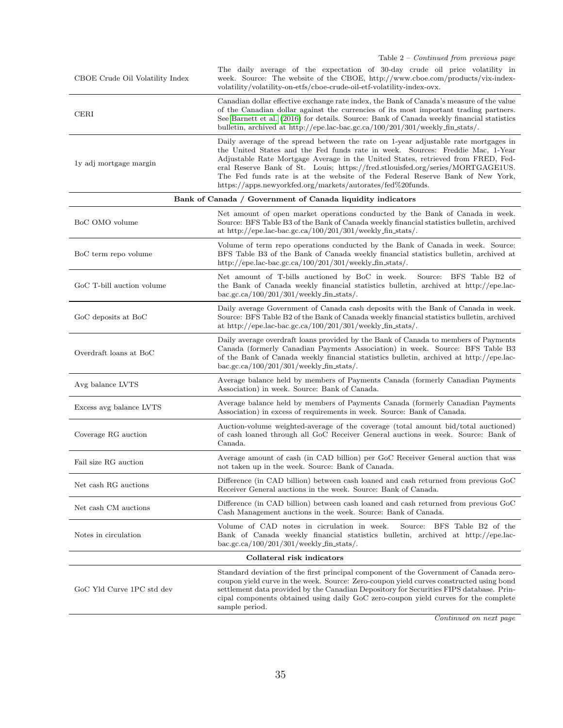Table 2 – *Continued from previous page*

| | |
|---|---|
| CBOE Crude Oil Volatility Index | The daily average of the expectation of 30-day crude oil price volatility in week. Source: The website of the CBOE, http://www.cboe.com/products/vix-index-volatility/volatility-on-etfs/cboe-crude-oil-etf-volatility-index-ovx. |
| CERI | Canadian dollar effective exchange rate index, the Bank of Canada's measure of the value of the Canadian dollar against the currencies of its most important trading partners. See Barnett et al. (2016) for details. Source: Bank of Canada weekly financial statistics bulletin, archived at http://epe.lac-bac.gc.ca/100/201/301/weekly_fin_stats/. |
| 1y adj mortgage margin | Daily average of the spread between the rate on 1-year adjustable rate mortgages in the United States and the Fed funds rate in week. Sources: Freddie Mac, 1-Year Adjustable Rate Mortgage Average in the United States, retrieved from FRED, Federal Reserve Bank of St. Louis; https://fred.stlouisfed.org/series/MORTGAGE1US. The Fed funds rate is at the website of the Federal Reserve Bank of New York, https://apps.newyorkfed.org/markets/autorates/fed%20funds. |
| **Bank of Canada / Government of Canada liquidity indicators** | |
| BoC OMO volume | Net amount of open market operations conducted by the Bank of Canada in week. Source: BFS Table B3 of the Bank of Canada weekly financial statistics bulletin, archived at http://epe.lac-bac.gc.ca/100/201/301/weekly_fin_stats/. |
| BoC term repo volume | Volume of term repo operations conducted by the Bank of Canada in week. Source: BFS Table B3 of the Bank of Canada weekly financial statistics bulletin, archived at http://epe.lac-bac.gc.ca/100/201/301/weekly_fin_stats/. |
| GoC T-bill auction volume | Net amount of T-bills auctioned by BoC in week. Source: BFS Table B2 of the Bank of Canada weekly financial statistics bulletin, archived at http://epe.lac-bac.gc.ca/100/201/301/weekly_fin_stats/. |
| GoC deposits at BoC | Daily average Government of Canada cash deposits with the Bank of Canada in week. Source: BFS Table B2 of the Bank of Canada weekly financial statistics bulletin, archived at http://epe.lac-bac.gc.ca/100/201/301/weekly_fin_stats/. |
| Overdraft loans at BoC | Daily average overdraft loans provided by the Bank of Canada to members of Payments Canada (formerly Canadian Payments Association) in week. Source: BFS Table B3 of the Bank of Canada weekly financial statistics bulletin, archived at http://epe.lac-bac.gc.ca/100/201/301/weekly_fin_stats/. |
| Avg balance LVTS | Average balance held by members of Payments Canada (formerly Canadian Payments Association) in week. Source: Bank of Canada. |
| Excess avg balance LVTS | Average balance held by members of Payments Canada (formerly Canadian Payments Association) in excess of requirements in week. Source: Bank of Canada. |
| Coverage RG auction | Auction-volume weighted-average of the coverage (total amount bid/total auctioned) of cash loaned through all GoC Receiver General auctions in week. Source: Bank of Canada. |
| Fail size RG auction | Average amount of cash (in CAD billion) per GoC Receiver General auction that was not taken up in the week. Source: Bank of Canada. |
| Net cash RG auctions | Difference (in CAD billion) between cash loaned and cash returned from previous GoC Receiver General auctions in the week. Source: Bank of Canada. |
| Net cash CM auctions | Difference (in CAD billion) between cash loaned and cash returned from previous GoC Cash Management auctions in the week. Source: Bank of Canada. |
| Notes in circulation | Volume of CAD notes in cicrulation in week. Source: BFS Table B2 of the Bank of Canada weekly financial statistics bulletin, archived at http://epe.lac-bac.gc.ca/100/201/301/weekly_fin_stats/. |
| **Collateral risk indicators** | |
| GoC Yld Curve 1PC std dev | Standard deviation of the first principal component of the Government of Canada zero-coupon yield curve in the week. Source: Zero-coupon yield curves constructed using bond settlement data provided by the Canadian Depository for Securities FIPS database. Principal components obtained using daily GoC zero-coupon yield curves for the complete sample period. |

*Continued on next page*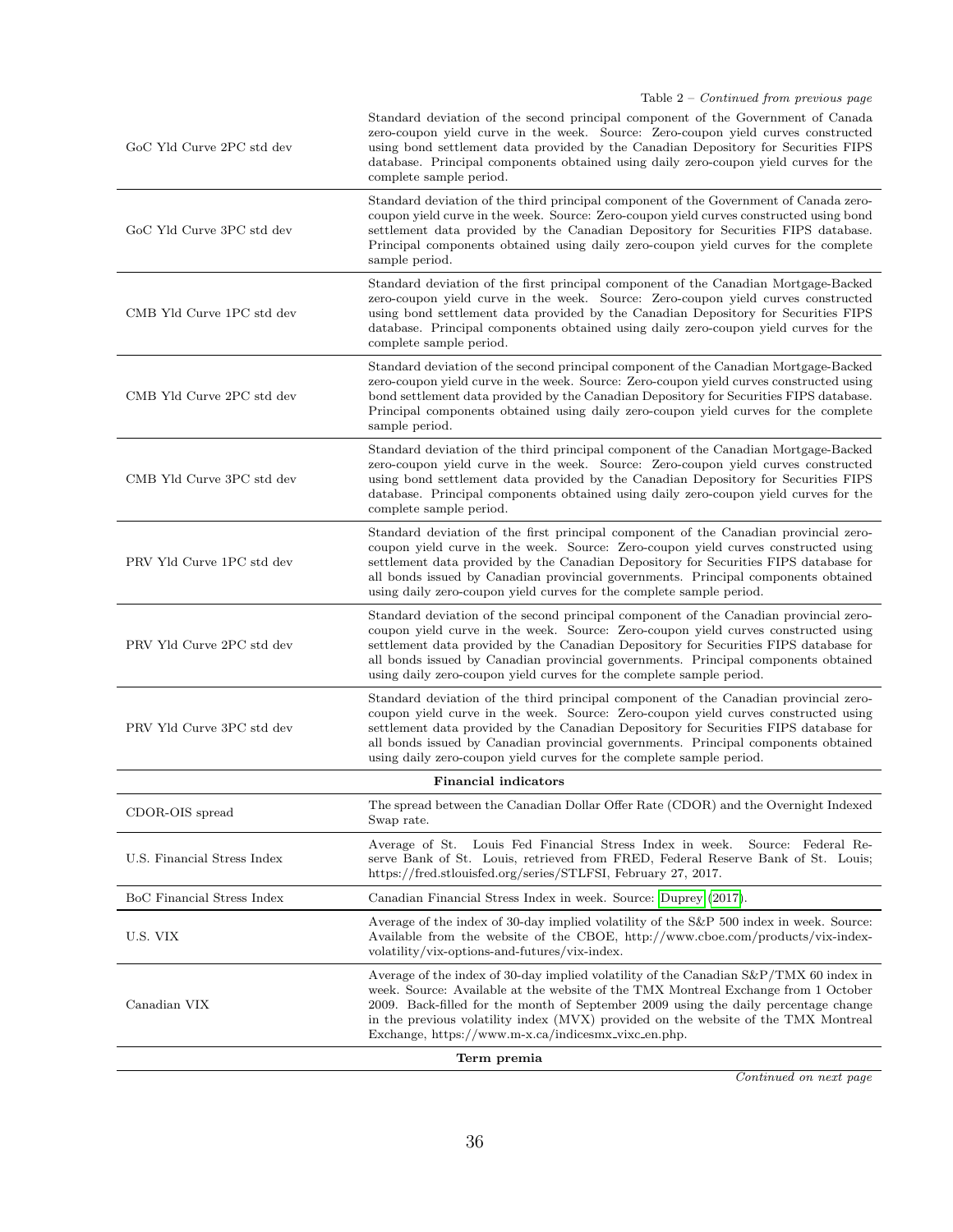Table 2 – *Continued from previous page*

| | |
|---|---|
| GoC Yld Curve 2PC std dev | Standard deviation of the second principal component of the Government of Canada zero-coupon yield curve in the week. Source: Zero-coupon yield curves constructed using bond settlement data provided by the Canadian Depository for Securities FIPS database. Principal components obtained using daily zero-coupon yield curves for the complete sample period. |
| GoC Yld Curve 3PC std dev | Standard deviation of the third principal component of the Government of Canada zero-coupon yield curve in the week. Source: Zero-coupon yield curves constructed using bond settlement data provided by the Canadian Depository for Securities FIPS database. Principal components obtained using daily zero-coupon yield curves for the complete sample period. |
| CMB Yld Curve 1PC std dev | Standard deviation of the first principal component of the Canadian Mortgage-Backed zero-coupon yield curve in the week. Source: Zero-coupon yield curves constructed using bond settlement data provided by the Canadian Depository for Securities FIPS database. Principal components obtained using daily zero-coupon yield curves for the complete sample period. |
| CMB Yld Curve 2PC std dev | Standard deviation of the second principal component of the Canadian Mortgage-Backed zero-coupon yield curve in the week. Source: Zero-coupon yield curves constructed using bond settlement data provided by the Canadian Depository for Securities FIPS database. Principal components obtained using daily zero-coupon yield curves for the complete sample period. |
| CMB Yld Curve 3PC std dev | Standard deviation of the third principal component of the Canadian Mortgage-Backed zero-coupon yield curve in the week. Source: Zero-coupon yield curves constructed using bond settlement data provided by the Canadian Depository for Securities FIPS database. Principal components obtained using daily zero-coupon yield curves for the complete sample period. |
| PRV Yld Curve 1PC std dev | Standard deviation of the first principal component of the Canadian provincial zero-coupon yield curve in the week. Source: Zero-coupon yield curves constructed using settlement data provided by the Canadian Depository for Securities FIPS database for all bonds issued by Canadian provincial governments. Principal components obtained using daily zero-coupon yield curves for the complete sample period. |
| PRV Yld Curve 2PC std dev | Standard deviation of the second principal component of the Canadian provincial zero-coupon yield curve in the week. Source: Zero-coupon yield curves constructed using settlement data provided by the Canadian Depository for Securities FIPS database for all bonds issued by Canadian provincial governments. Principal components obtained using daily zero-coupon yield curves for the complete sample period. |
| PRV Yld Curve 3PC std dev | Standard deviation of the third principal component of the Canadian provincial zero-coupon yield curve in the week. Source: Zero-coupon yield curves constructed using settlement data provided by the Canadian Depository for Securities FIPS database for all bonds issued by Canadian provincial governments. Principal components obtained using daily zero-coupon yield curves for the complete sample period. |
| **Financial indicators** | |
| CDOR-OIS spread | The spread between the Canadian Dollar Offer Rate (CDOR) and the Overnight Indexed Swap rate. |
| U.S. Financial Stress Index | Average of St. Louis Fed Financial Stress Index in week. Source: Federal Reserve Bank of St. Louis, retrieved from FRED, Federal Reserve Bank of St. Louis; https://fred.stlouisfed.org/series/STLFSI, February 27, 2017. |
| BoC Financial Stress Index | Canadian Financial Stress Index in week. Source: Duprey (2017). |
| U.S. VIX | Average of the index of 30-day implied volatility of the S&P 500 index in week. Source: Available from the website of the CBOE, http://www.cboe.com/products/vix-index-volatility/vix-options-and-futures/vix-index. |
| Canadian VIX | Average of the index of 30-day implied volatility of the Canadian S&P/TMX 60 index in week. Source: Available at the website of the TMX Montreal Exchange from 1 October 2009. Back-filled for the month of September 2009 using the daily percentage change in the previous volatility index (MVX) provided on the website of the TMX Montreal Exchange, https://www.m-x.ca/indicesmx_vixc_en.php. |
| **Term premia** | |

*Continued on next page*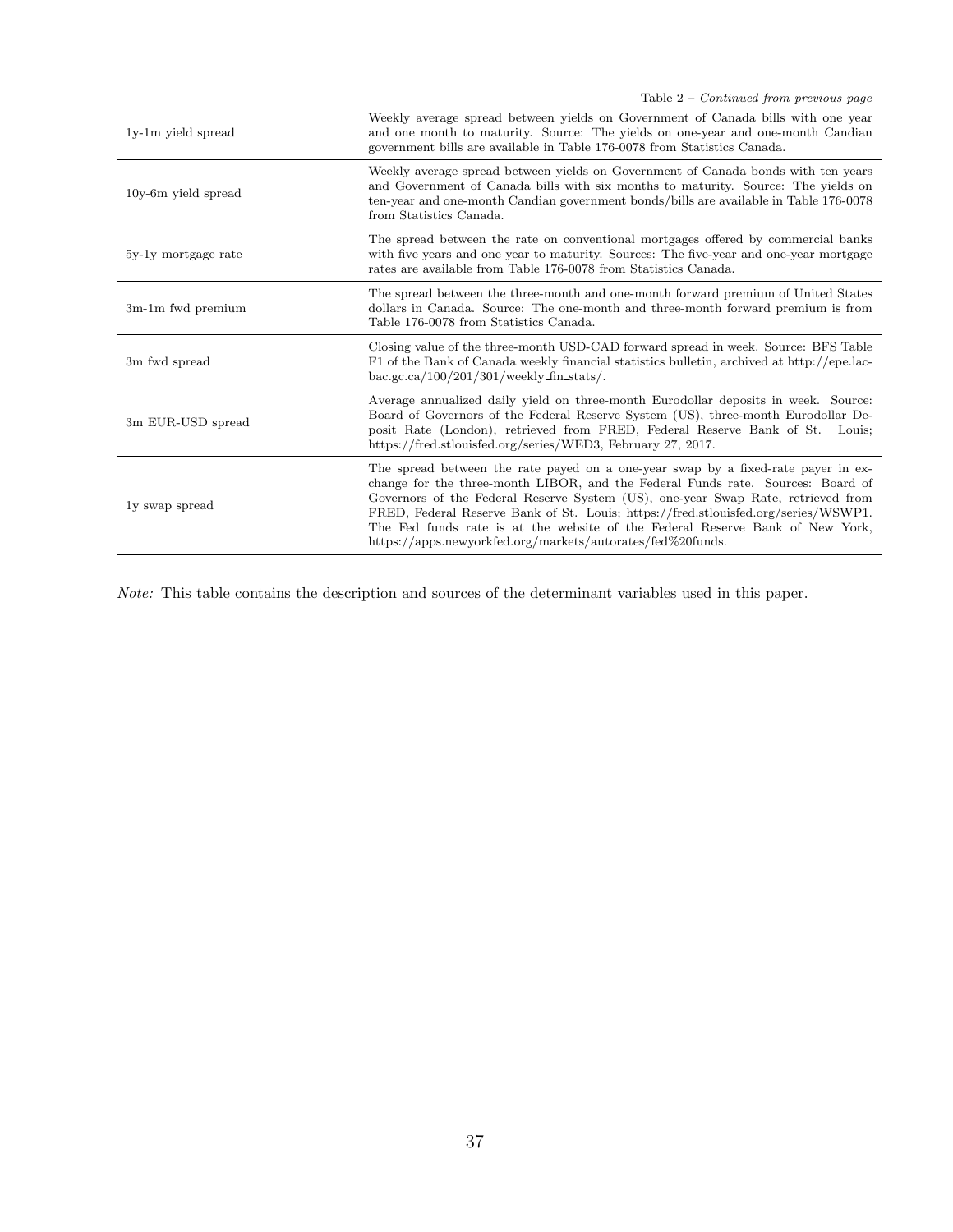Table 2 – *Continued from previous page*

| | |
|---|---|
| 1y-1m yield spread | Weekly average spread between yields on Government of Canada bills with one year and one month to maturity. Source: The yields on one-year and one-month Candian government bills are available in Table 176-0078 from Statistics Canada. |
| 10y-6m yield spread | Weekly average spread between yields on Government of Canada bonds with ten years and Government of Canada bills with six months to maturity. Source: The yields on ten-year and one-month Candian government bonds/bills are available in Table 176-0078 from Statistics Canada. |
| 5y-1y mortgage rate | The spread between the rate on conventional mortgages offered by commercial banks with five years and one year to maturity. Sources: The five-year and one-year mortgage rates are available from Table 176-0078 from Statistics Canada. |
| 3m-1m fwd premium | The spread between the three-month and one-month forward premium of United States dollars in Canada. Source: The one-month and three-month forward premium is from Table 176-0078 from Statistics Canada. |
| 3m fwd spread | Closing value of the three-month USD-CAD forward spread in week. Source: BFS Table F1 of the Bank of Canada weekly financial statistics bulletin, archived at http://epe.lac-bac.gc.ca/100/201/301/weekly_fin_stats/. |
| 3m EUR-USD spread | Average annualized daily yield on three-month Eurodollar deposits in week. Source: Board of Governors of the Federal Reserve System (US), three-month Eurodollar Deposit Rate (London), retrieved from FRED, Federal Reserve Bank of St. Louis; https://fred.stlouisfed.org/series/WED3, February 27, 2017. |
| 1y swap spread | The spread between the rate payed on a one-year swap by a fixed-rate payer in exchange for the three-month LIBOR, and the Federal Funds rate. Sources: Board of Governors of the Federal Reserve System (US), one-year Swap Rate, retrieved from FRED, Federal Reserve Bank of St. Louis; https://fred.stlouisfed.org/series/WSWP1. The Fed funds rate is at the website of the Federal Reserve Bank of New York, https://apps.newyorkfed.org/markets/autorates/fed%20funds. |

*Note:* This table contains the description and sources of the determinant variables used in this paper.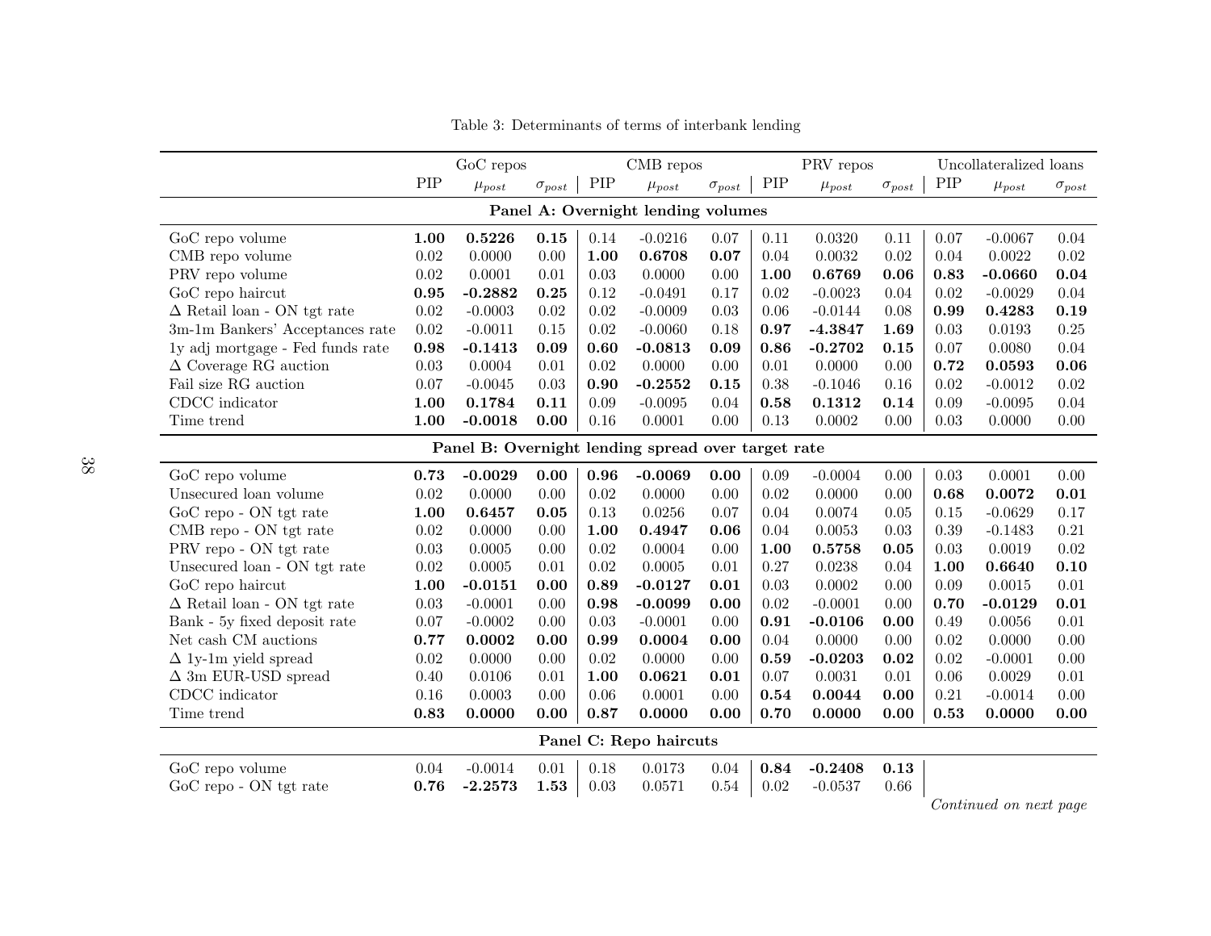Table 3: Determinants of terms of interbank lending

| | GoC repos | | | CMB repos | | | PRV repos | | | Uncollateralized loans | | |
|---|---|---|---|---|---|---|---|---|---|---|---|---|
| | PIP | $\mu_{post}$ | $\sigma_{post}$ | PIP | $\mu_{post}$ | $\sigma_{post}$ | PIP | $\mu_{post}$ | $\sigma_{post}$ | PIP | $\mu_{post}$ | $\sigma_{post}$ |
| **Panel A: Overnight lending volumes** | | | | | | | | | | | | |
| GoC repo volume | **1.00** | **0.5226** | **0.15** | 0.14 | -0.0216 | 0.07 | 0.11 | 0.0320 | 0.11 | 0.07 | -0.0067 | 0.04 |
| CMB repo volume | 0.02 | 0.0000 | 0.00 | **1.00** | **0.6708** | **0.07** | 0.04 | 0.0032 | 0.02 | 0.04 | 0.0022 | 0.02 |
| PRV repo volume | 0.02 | 0.0001 | 0.01 | 0.03 | 0.0000 | 0.00 | **1.00** | **0.6769** | **0.06** | **0.83** | **-0.0660** | **0.04** |
| GoC repo haircut | **0.95** | **-0.2882** | **0.25** | 0.12 | -0.0491 | 0.17 | 0.02 | -0.0023 | 0.04 | 0.02 | -0.0029 | 0.04 |
| Δ Retail loan - ON tgt rate | 0.02 | -0.0003 | 0.02 | 0.02 | -0.0009 | 0.03 | 0.06 | -0.0144 | 0.08 | **0.99** | **0.4283** | **0.19** |
| 3m-1m Bankers' Acceptances rate | 0.02 | -0.0011 | 0.15 | 0.02 | -0.0060 | 0.18 | **0.97** | **-4.3847** | **1.69** | 0.03 | 0.0193 | 0.25 |
| 1y adj mortgage - Fed funds rate | **0.98** | **-0.1413** | **0.09** | **0.60** | **-0.0813** | **0.09** | **0.86** | **-0.2702** | **0.15** | 0.07 | 0.0080 | 0.04 |
| Δ Coverage RG auction | 0.03 | 0.0004 | 0.01 | 0.02 | 0.0000 | 0.00 | 0.01 | 0.0000 | 0.00 | **0.72** | **0.0593** | **0.06** |
| Fail size RG auction | 0.07 | -0.0045 | 0.03 | **0.90** | **-0.2552** | **0.15** | 0.38 | -0.1046 | 0.16 | 0.02 | -0.0012 | 0.02 |
| CDCC indicator | **1.00** | **0.1784** | **0.11** | 0.09 | -0.0095 | 0.04 | **0.58** | **0.1312** | **0.14** | 0.09 | -0.0095 | 0.04 |
| Time trend | **1.00** | **-0.0018** | **0.00** | 0.16 | 0.0001 | 0.00 | 0.13 | 0.0002 | 0.00 | 0.03 | 0.0000 | 0.00 |
| **Panel B: Overnight lending spread over target rate** | | | | | | | | | | | | |
| GoC repo volume | **0.73** | **-0.0029** | **0.00** | **0.96** | **-0.0069** | **0.00** | 0.09 | -0.0004 | 0.00 | 0.03 | 0.0001 | 0.00 |
| Unsecured loan volume | 0.02 | 0.0000 | 0.00 | 0.02 | 0.0000 | 0.00 | 0.02 | 0.0000 | 0.00 | **0.68** | **0.0072** | **0.01** |
| GoC repo - ON tgt rate | **1.00** | **0.6457** | **0.05** | 0.13 | 0.0256 | 0.07 | 0.04 | 0.0074 | 0.05 | 0.15 | -0.0629 | 0.17 |
| CMB repo - ON tgt rate | 0.02 | 0.0000 | 0.00 | **1.00** | **0.4947** | **0.06** | 0.04 | 0.0053 | 0.03 | 0.39 | -0.1483 | 0.21 |
| PRV repo - ON tgt rate | 0.03 | 0.0005 | 0.00 | 0.02 | 0.0004 | 0.00 | **1.00** | **0.5758** | **0.05** | 0.03 | 0.0019 | 0.02 |
| Unsecured loan - ON tgt rate | 0.02 | 0.0005 | 0.01 | 0.02 | 0.0005 | 0.01 | 0.27 | 0.0238 | 0.04 | **1.00** | **0.6640** | **0.10** |
| GoC repo haircut | **1.00** | **-0.0151** | **0.00** | **0.89** | **-0.0127** | **0.01** | 0.03 | 0.0002 | 0.00 | 0.09 | 0.0015 | 0.01 |
| Δ Retail loan - ON tgt rate | 0.03 | -0.0001 | 0.00 | **0.98** | **-0.0099** | **0.00** | 0.02 | -0.0001 | 0.00 | **0.70** | **-0.0129** | **0.01** |
| Bank - 5y fixed deposit rate | 0.07 | -0.0002 | 0.00 | 0.03 | -0.0001 | 0.00 | **0.91** | **-0.0106** | **0.00** | 0.49 | 0.0056 | 0.01 |
| Net cash CM auctions | **0.77** | **0.0002** | **0.00** | **0.99** | **0.0004** | **0.00** | 0.04 | 0.0000 | 0.00 | 0.02 | 0.0000 | 0.00 |
| Δ 1y-1m yield spread | 0.02 | 0.0000 | 0.00 | 0.02 | 0.0000 | 0.00 | **0.59** | **-0.0203** | **0.02** | 0.02 | -0.0001 | 0.00 |
| Δ 3m EUR-USD spread | 0.40 | 0.0106 | 0.01 | **1.00** | **0.0621** | **0.01** | 0.07 | 0.0031 | 0.01 | 0.06 | 0.0029 | 0.01 |
| CDCC indicator | 0.16 | 0.0003 | 0.00 | 0.06 | 0.0001 | 0.00 | **0.54** | **0.0044** | **0.00** | 0.21 | -0.0014 | 0.00 |
| Time trend | **0.83** | **0.0000** | **0.00** | **0.87** | **0.0000** | **0.00** | **0.70** | **0.0000** | **0.00** | **0.53** | **0.0000** | **0.00** |
| **Panel C: Repo haircuts** | | | | | | | | | | | | |
| GoC repo volume | 0.04 | -0.0014 | 0.01 | 0.18 | 0.0173 | 0.04 | **0.84** | **-0.2408** | **0.13** | | | |
| GoC repo - ON tgt rate | **0.76** | **-2.2573** | **1.53** | 0.03 | 0.0571 | 0.54 | 0.02 | -0.0537 | 0.66 | | | |

*Continued on next page*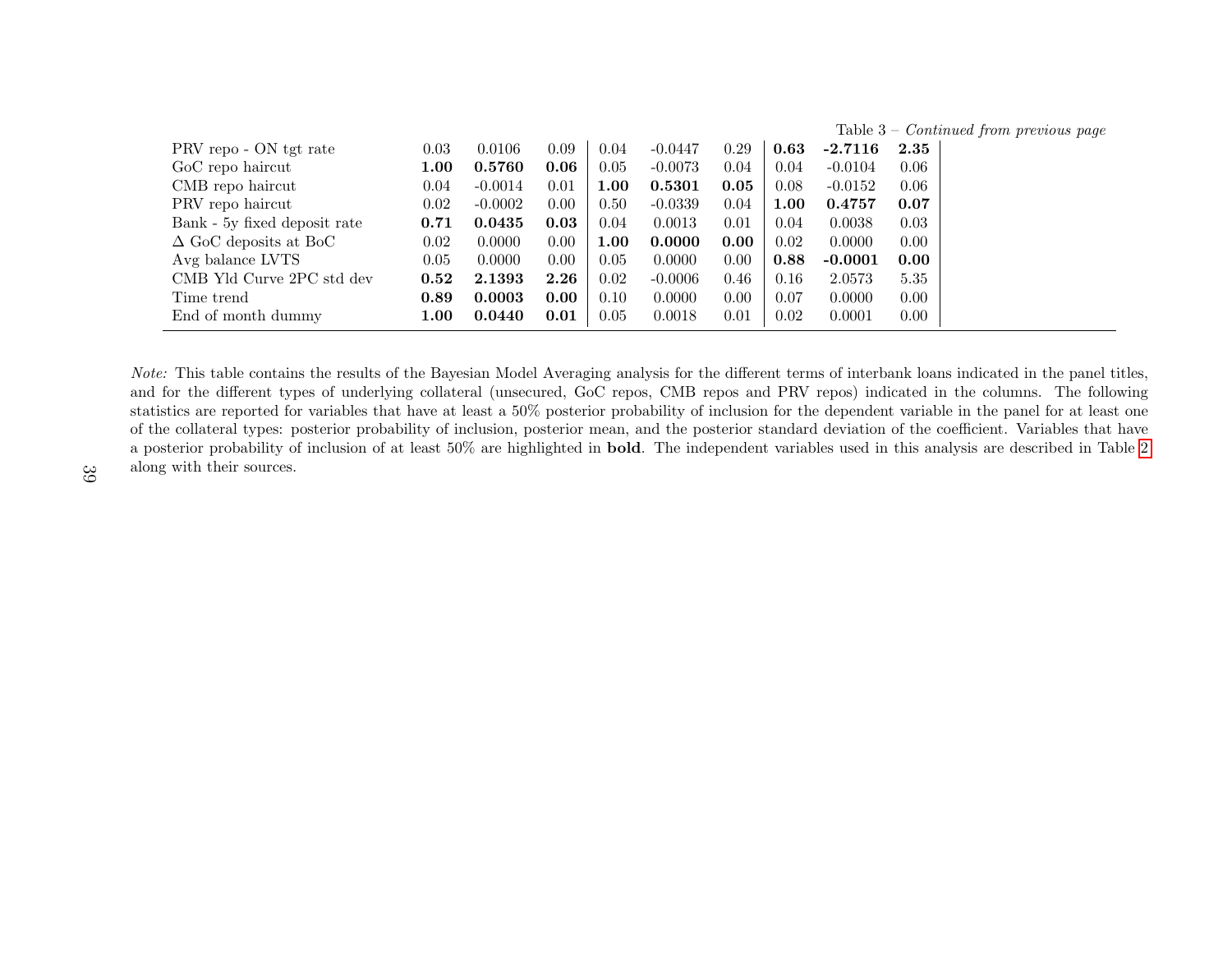Table 3 – *Continued from previous page*

| | | | | | | | | | |
|---|---|---|---|---|---|---|---|---|---|
| PRV repo - ON tgt rate | 0.03 | 0.0106 | 0.09 | 0.04 | -0.0447 | 0.29 | **0.63** | **-2.7116** | **2.35** |
| GoC repo haircut | **1.00** | **0.5760** | **0.06** | 0.05 | -0.0073 | 0.04 | 0.04 | -0.0104 | 0.06 |
| CMB repo haircut | 0.04 | -0.0014 | 0.01 | **1.00** | **0.5301** | **0.05** | 0.08 | -0.0152 | 0.06 |
| PRV repo haircut | 0.02 | -0.0002 | 0.00 | 0.50 | -0.0339 | 0.04 | **1.00** | **0.4757** | **0.07** |
| Bank - 5y fixed deposit rate | **0.71** | **0.0435** | **0.03** | 0.04 | 0.0013 | 0.01 | 0.04 | 0.0038 | 0.03 |
| $\Delta$ GoC deposits at BoC | 0.02 | 0.0000 | 0.00 | **1.00** | **0.0000** | **0.00** | 0.02 | 0.0000 | 0.00 |
| Avg balance LVTS | 0.05 | 0.0000 | 0.00 | 0.05 | 0.0000 | 0.00 | **0.88** | **-0.0001** | **0.00** |
| CMB Yld Curve 2PC std dev | **0.52** | **2.1393** | **2.26** | 0.02 | -0.0006 | 0.46 | 0.16 | 2.0573 | 5.35 |
| Time trend | **0.89** | **0.0003** | **0.00** | 0.10 | 0.0000 | 0.00 | 0.07 | 0.0000 | 0.00 |
| End of month dummy | **1.00** | **0.0440** | **0.01** | 0.05 | 0.0018 | 0.01 | 0.02 | 0.0001 | 0.00 |

*Note:* This table contains the results of the Bayesian Model Averaging analysis for the different terms of interbank loans indicated in the panel titles, and for the different types of underlying collateral (unsecured, GoC repos, CMB repos and PRV repos) indicated in the columns. The following statistics are reported for variables that have at least a 50% posterior probability of inclusion for the dependent variable in the panel for at least one of the collateral types: posterior probability of inclusion, posterior mean, and the posterior standard deviation of the coefficient. Variables that have a posterior probability of inclusion of at least 50% are highlighted in **bold**. The independent variables used in this analysis are described in Table 2 along with their sources.